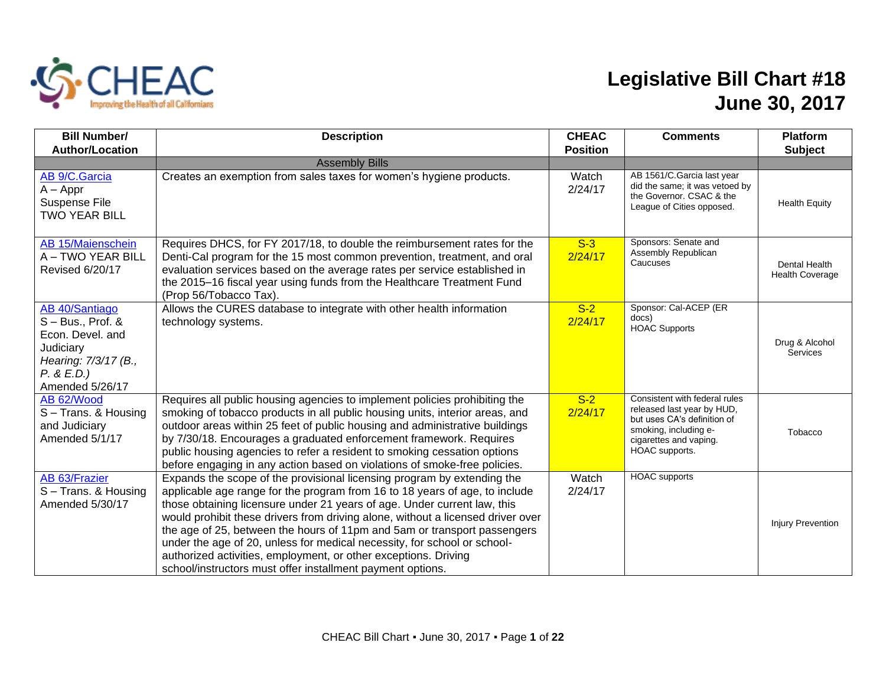CHEAC
Improving the Health of all Californians

# Legislative Bill Chart #18
# June 30, 2017

| Bill Number/ Author/Location | Description | CHEAC Position | Comments | Platform Subject |
|---|---|---|---|---|
| | Assembly Bills | | | |
| AB 9/C.Garcia<br>A – Appr<br>Suspense File<br>TWO YEAR BILL | Creates an exemption from sales taxes for women's hygiene products. | Watch<br>2/24/17 | AB 1561/C.Garcia last year did the same; it was vetoed by the Governor. CSAC & the League of Cities opposed. | Health Equity |
| AB 15/Maienschein<br>A – TWO YEAR BILL<br>Revised 6/20/17 | Requires DHCS, for FY 2017/18, to double the reimbursement rates for the Denti-Cal program for the 15 most common prevention, treatment, and oral evaluation services based on the average rates per service established in the 2015–16 fiscal year using funds from the Healthcare Treatment Fund (Prop 56/Tobacco Tax). | S-3<br>2/24/17 | Sponsors: Senate and Assembly Republican Caucuses | Dental Health<br>Health Coverage |
| AB 40/Santiago<br>S – Bus., Prof. & Econ. Devel. and Judiciary<br>*Hearing: 7/3/17 (B., P. & E.D.)*<br>Amended 5/26/17 | Allows the CURES database to integrate with other health information technology systems. | S-2<br>2/24/17 | Sponsor: Cal-ACEP (ER docs)<br>HOAC Supports | Drug & Alcohol Services |
| AB 62/Wood<br>S – Trans. & Housing and Judiciary<br>Amended 5/1/17 | Requires all public housing agencies to implement policies prohibiting the smoking of tobacco products in all public housing units, interior areas, and outdoor areas within 25 feet of public housing and administrative buildings by 7/30/18. Encourages a graduated enforcement framework. Requires public housing agencies to refer a resident to smoking cessation options before engaging in any action based on violations of smoke-free policies. | S-2<br>2/24/17 | Consistent with federal rules released last year by HUD, but uses CA's definition of smoking, including e-cigarettes and vaping. HOAC supports. | Tobacco |
| AB 63/Frazier<br>S – Trans. & Housing<br>Amended 5/30/17 | Expands the scope of the provisional licensing program by extending the applicable age range for the program from 16 to 18 years of age, to include those obtaining licensure under 21 years of age. Under current law, this would prohibit these drivers from driving alone, without a licensed driver over the age of 25, between the hours of 11pm and 5am or transport passengers under the age of 20, unless for medical necessity, for school or school-authorized activities, employment, or other exceptions. Driving school/instructors must offer installment payment options. | Watch<br>2/24/17 | HOAC supports | Injury Prevention |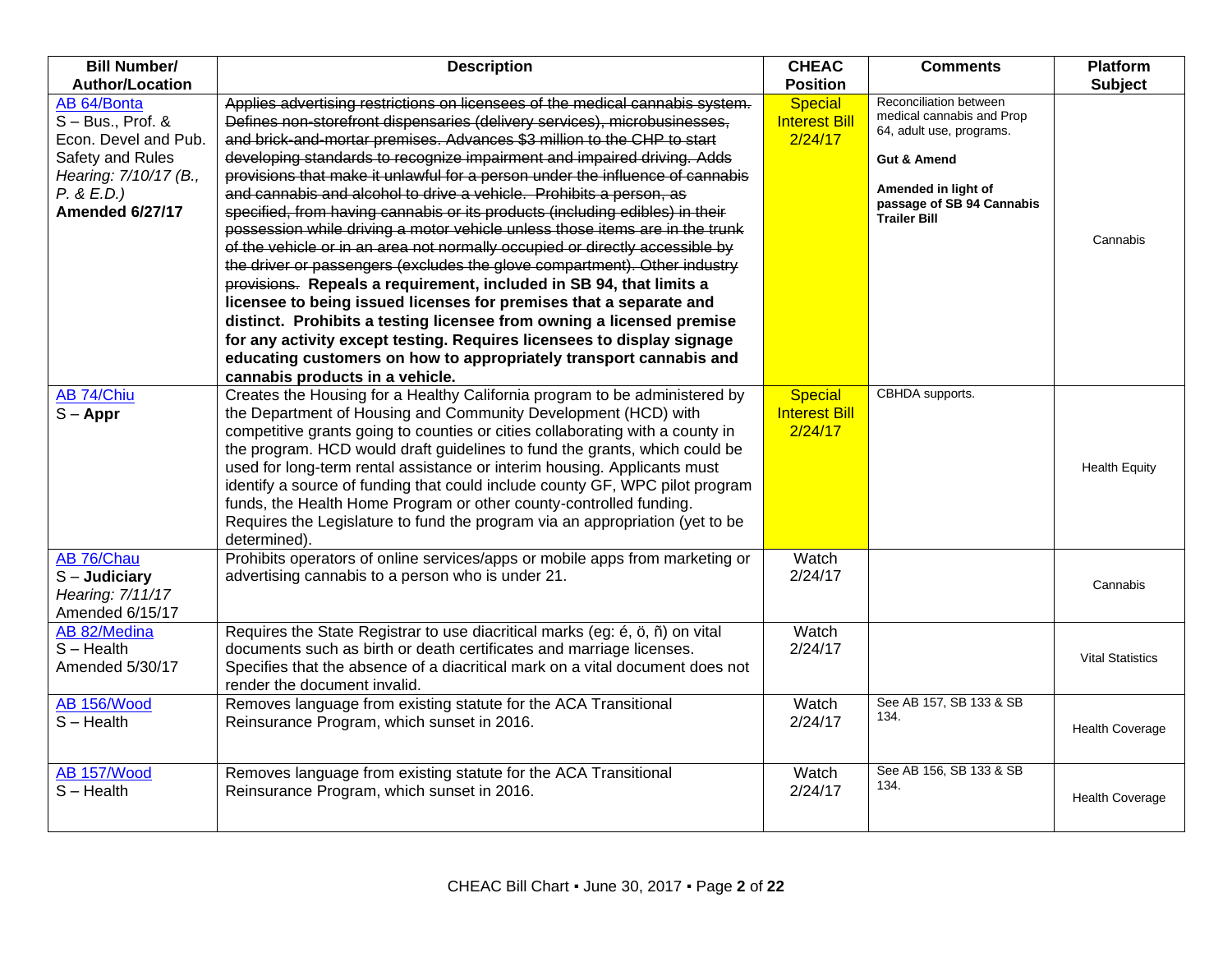| Bill Number/ Author/Location | Description | CHEAC Position | Comments | Platform Subject |
|---|---|---|---|---|
| AB 64/Bonta<br>S – Bus., Prof. & Econ. Devel and Pub. Safety and Rules<br>*Hearing: 7/10/17 (B., P. & E.D.)*<br>**Amended 6/27/17** | ~~Applies advertising restrictions on licensees of the medical cannabis system. Defines non-storefront dispensaries (delivery services), microbusinesses, and brick-and-mortar premises. Advances $3 million to the CHP to start developing standards to recognize impairment and impaired driving. Adds provisions that make it unlawful for a person under the influence of cannabis and cannabis and alcohol to drive a vehicle. Prohibits a person, as specified, from having cannabis or its products (including edibles) in their possession while driving a motor vehicle unless those items are in the trunk of the vehicle or in an area not normally occupied or directly accessible by the driver or passengers (excludes the glove compartment). Other industry provisions.~~ **Repeals a requirement, included in SB 94, that limits a licensee to being issued licenses for premises that a separate and distinct. Prohibits a testing licensee from owning a licensed premise for any activity except testing. Requires licensees to display signage educating customers on how to appropriately transport cannabis and cannabis products in a vehicle.** | Special Interest Bill 2/24/17 | Reconciliation between medical cannabis and Prop 64, adult use, programs.<br><br>**Gut & Amend**<br><br>**Amended in light of passage of SB 94 Cannabis Trailer Bill** | Cannabis |
| AB 74/Chiu<br>S – **Appr** | Creates the Housing for a Healthy California program to be administered by the Department of Housing and Community Development (HCD) with competitive grants going to counties or cities collaborating with a county in the program. HCD would draft guidelines to fund the grants, which could be used for long-term rental assistance or interim housing. Applicants must identify a source of funding that could include county GF, WPC pilot program funds, the Health Home Program or other county-controlled funding. Requires the Legislature to fund the program via an appropriation (yet to be determined). | Special Interest Bill 2/24/17 | CBHDA supports. | Health Equity |
| AB 76/Chau<br>S – **Judiciary**<br>*Hearing: 7/11/17*<br>Amended 6/15/17 | Prohibits operators of online services/apps or mobile apps from marketing or advertising cannabis to a person who is under 21. | Watch 2/24/17 | | Cannabis |
| AB 82/Medina<br>S – Health<br>Amended 5/30/17 | Requires the State Registrar to use diacritical marks (eg: é, ö, ñ) on vital documents such as birth or death certificates and marriage licenses. Specifies that the absence of a diacritical mark on a vital document does not render the document invalid. | Watch 2/24/17 | | Vital Statistics |
| AB 156/Wood<br>S – Health | Removes language from existing statute for the ACA Transitional Reinsurance Program, which sunset in 2016. | Watch 2/24/17 | See AB 157, SB 133 & SB 134. | Health Coverage |
| AB 157/Wood<br>S – Health | Removes language from existing statute for the ACA Transitional Reinsurance Program, which sunset in 2016. | Watch 2/24/17 | See AB 156, SB 133 & SB 134. | Health Coverage |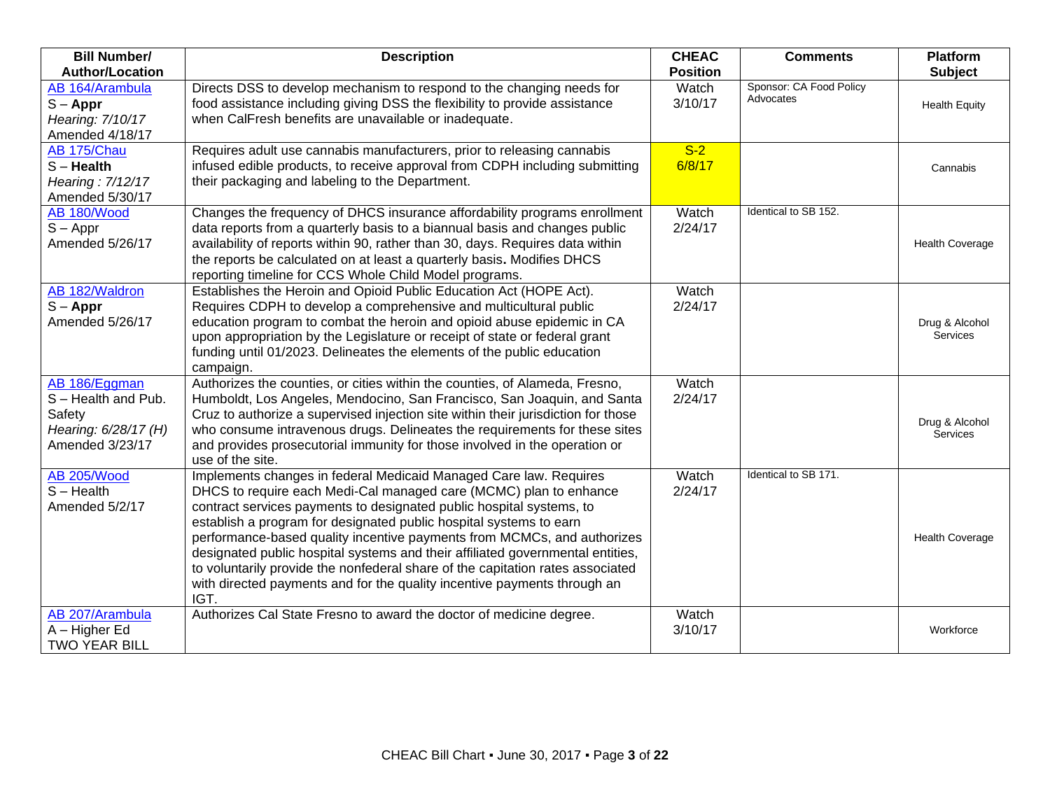| Bill Number/ Author/Location | Description | CHEAC Position | Comments | Platform Subject |
|---|---|---|---|---|
| AB 164/Arambula<br>S – **Appr**<br>*Hearing: 7/10/17*<br>Amended 4/18/17 | Directs DSS to develop mechanism to respond to the changing needs for food assistance including giving DSS the flexibility to provide assistance when CalFresh benefits are unavailable or inadequate. | Watch 3/10/17 | Sponsor: CA Food Policy Advocates | Health Equity |
| AB 175/Chau<br>S – **Health**<br>*Hearing : 7/12/17*<br>Amended 5/30/17 | Requires adult use cannabis manufacturers, prior to releasing cannabis infused edible products, to receive approval from CDPH including submitting their packaging and labeling to the Department. | S-2 6/8/17 | | Cannabis |
| AB 180/Wood<br>S – Appr<br>Amended 5/26/17 | Changes the frequency of DHCS insurance affordability programs enrollment data reports from a quarterly basis to a biannual basis and changes public availability of reports within 90, rather than 30, days. Requires data within the reports be calculated on at least a quarterly basis**.** Modifies DHCS reporting timeline for CCS Whole Child Model programs. | Watch 2/24/17 | Identical to SB 152. | Health Coverage |
| AB 182/Waldron<br>S – **Appr**<br>Amended 5/26/17 | Establishes the Heroin and Opioid Public Education Act (HOPE Act). Requires CDPH to develop a comprehensive and multicultural public education program to combat the heroin and opioid abuse epidemic in CA upon appropriation by the Legislature or receipt of state or federal grant funding until 01/2023. Delineates the elements of the public education campaign. | Watch 2/24/17 | | Drug & Alcohol Services |
| AB 186/Eggman<br>S – Health and Pub. Safety<br>*Hearing: 6/28/17 (H)*<br>Amended 3/23/17 | Authorizes the counties, or cities within the counties, of Alameda, Fresno, Humboldt, Los Angeles, Mendocino, San Francisco, San Joaquin, and Santa Cruz to authorize a supervised injection site within their jurisdiction for those who consume intravenous drugs. Delineates the requirements for these sites and provides prosecutorial immunity for those involved in the operation or use of the site. | Watch 2/24/17 | | Drug & Alcohol Services |
| AB 205/Wood<br>S – Health<br>Amended 5/2/17 | Implements changes in federal Medicaid Managed Care law. Requires DHCS to require each Medi-Cal managed care (MCMC) plan to enhance contract services payments to designated public hospital systems, to establish a program for designated public hospital systems to earn performance-based quality incentive payments from MCMCs, and authorizes designated public hospital systems and their affiliated governmental entities, to voluntarily provide the nonfederal share of the capitation rates associated with directed payments and for the quality incentive payments through an IGT. | Watch 2/24/17 | Identical to SB 171. | Health Coverage |
| AB 207/Arambula<br>A – Higher Ed<br>TWO YEAR BILL | Authorizes Cal State Fresno to award the doctor of medicine degree. | Watch 3/10/17 | | Workforce |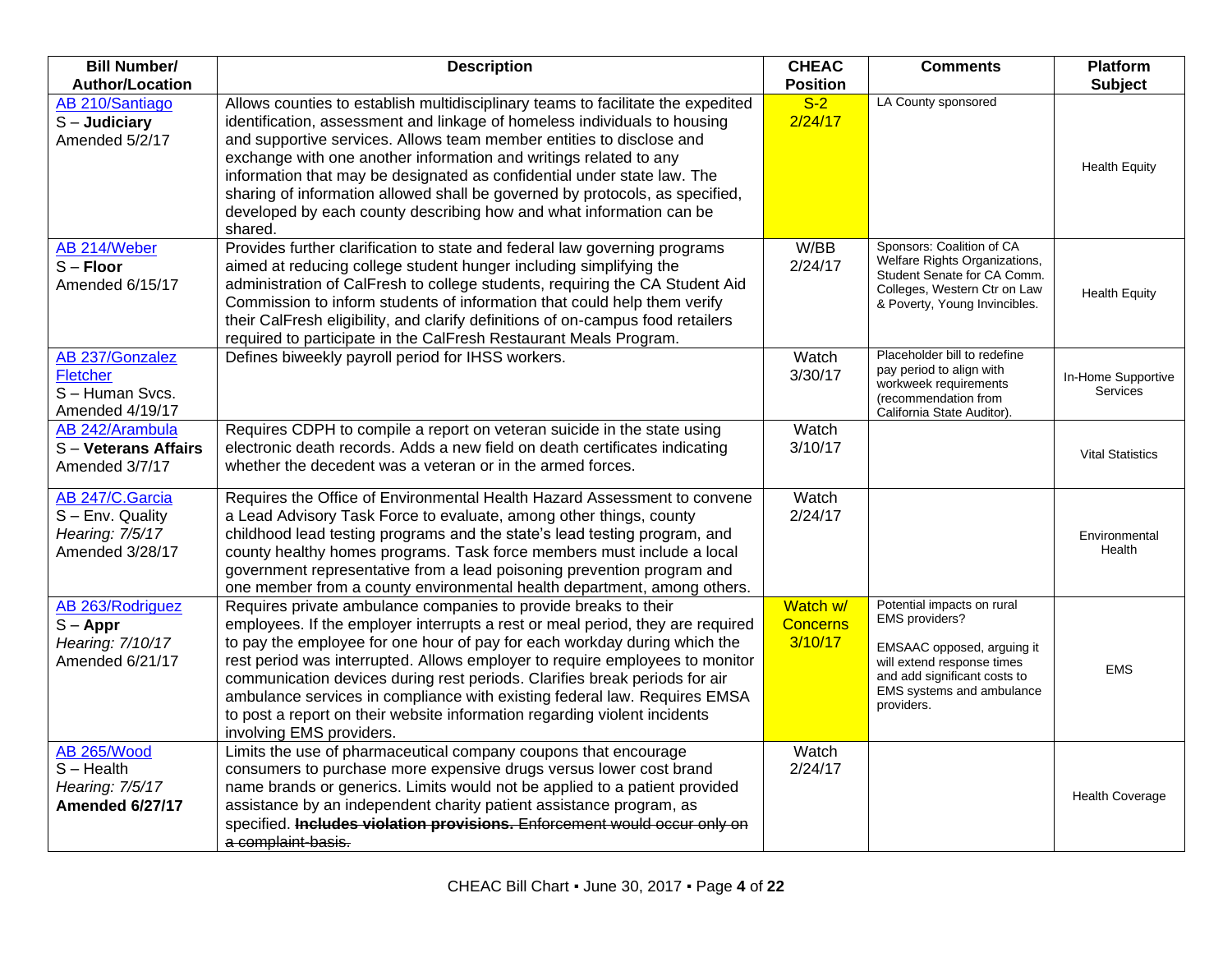| Bill Number/ Author/Location | Description | CHEAC Position | Comments | Platform Subject |
|---|---|---|---|---|
| AB 210/Santiago<br>S – **Judiciary**<br>Amended 5/2/17 | Allows counties to establish multidisciplinary teams to facilitate the expedited identification, assessment and linkage of homeless individuals to housing and supportive services. Allows team member entities to disclose and exchange with one another information and writings related to any information that may be designated as confidential under state law. The sharing of information allowed shall be governed by protocols, as specified, developed by each county describing how and what information can be shared. | S-2<br>2/24/17 | LA County sponsored | Health Equity |
| AB 214/Weber<br>S – **Floor**<br>Amended 6/15/17 | Provides further clarification to state and federal law governing programs aimed at reducing college student hunger including simplifying the administration of CalFresh to college students, requiring the CA Student Aid Commission to inform students of information that could help them verify their CalFresh eligibility, and clarify definitions of on-campus food retailers required to participate in the CalFresh Restaurant Meals Program. | W/BB<br>2/24/17 | Sponsors: Coalition of CA Welfare Rights Organizations, Student Senate for CA Comm. Colleges, Western Ctr on Law & Poverty, Young Invincibles. | Health Equity |
| AB 237/Gonzalez Fletcher<br>S – Human Svcs.<br>Amended 4/19/17 | Defines biweekly payroll period for IHSS workers. | Watch<br>3/30/17 | Placeholder bill to redefine pay period to align with workweek requirements (recommendation from California State Auditor). | In-Home Supportive Services |
| AB 242/Arambula<br>S – **Veterans Affairs**<br>Amended 3/7/17 | Requires CDPH to compile a report on veteran suicide in the state using electronic death records. Adds a new field on death certificates indicating whether the decedent was a veteran or in the armed forces. | Watch<br>3/10/17 | | Vital Statistics |
| AB 247/C.Garcia<br>S – Env. Quality<br>*Hearing: 7/5/17*<br>Amended 3/28/17 | Requires the Office of Environmental Health Hazard Assessment to convene a Lead Advisory Task Force to evaluate, among other things, county childhood lead testing programs and the state's lead testing program, and county healthy homes programs. Task force members must include a local government representative from a lead poisoning prevention program and one member from a county environmental health department, among others. | Watch<br>2/24/17 | | Environmental Health |
| AB 263/Rodriguez<br>S – **Appr**<br>*Hearing: 7/10/17*<br>Amended 6/21/17 | Requires private ambulance companies to provide breaks to their employees. If the employer interrupts a rest or meal period, they are required to pay the employee for one hour of pay for each workday during which the rest period was interrupted. Allows employer to require employees to monitor communication devices during rest periods. Clarifies break periods for air ambulance services in compliance with existing federal law. Requires EMSA to post a report on their website information regarding violent incidents involving EMS providers. | Watch w/ Concerns<br>3/10/17 | Potential impacts on rural EMS providers?<br><br>EMSAAC opposed, arguing it will extend response times and add significant costs to EMS systems and ambulance providers. | EMS |
| AB 265/Wood<br>S – Health<br>*Hearing: 7/5/17*<br>**Amended 6/27/17** | Limits the use of pharmaceutical company coupons that encourage consumers to purchase more expensive drugs versus lower cost brand name brands or generics. Limits would not be applied to a patient provided assistance by an independent charity patient assistance program, as specified. ~~**Includes violation provisions.** Enforcement would occur only on a complaint-basis.~~ | Watch<br>2/24/17 | | Health Coverage |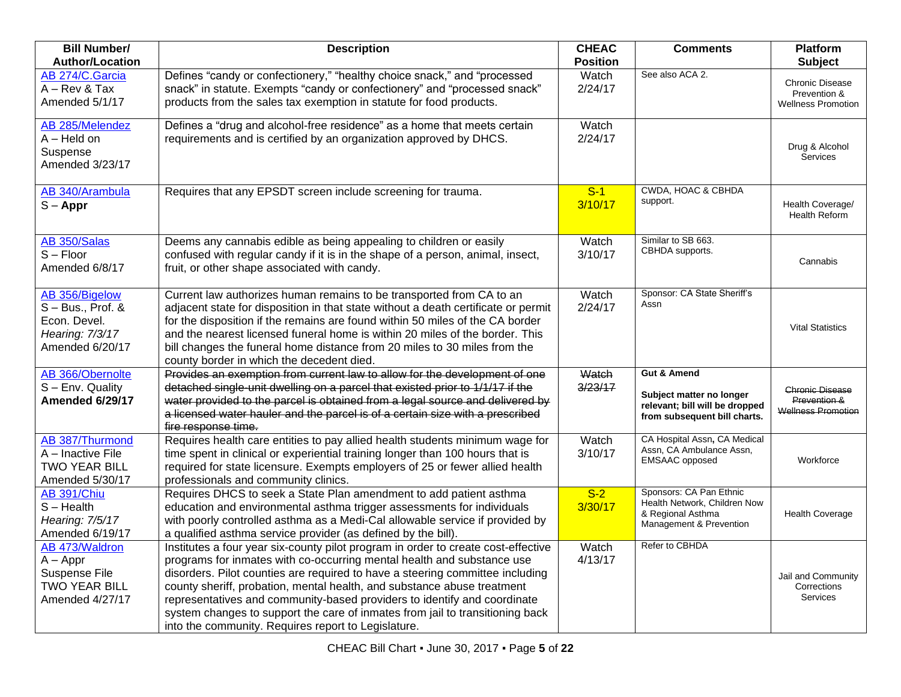| Bill Number/ Author/Location | Description | CHEAC Position | Comments | Platform Subject |
|---|---|---|---|---|
| AB 274/C.Garcia<br>A – Rev & Tax<br>Amended 5/1/17 | Defines "candy or confectionery," "healthy choice snack," and "processed snack" in statute. Exempts "candy or confectionery" and "processed snack" products from the sales tax exemption in statute for food products. | Watch<br>2/24/17 | See also ACA 2. | Chronic Disease Prevention & Wellness Promotion |
| AB 285/Melendez<br>A – Held on Suspense<br>Amended 3/23/17 | Defines a "drug and alcohol-free residence" as a home that meets certain requirements and is certified by an organization approved by DHCS. | Watch<br>2/24/17 | | Drug & Alcohol Services |
| AB 340/Arambula<br>S – **Appr** | Requires that any EPSDT screen include screening for trauma. | S-1<br>3/10/17 | CWDA, HOAC & CBHDA support. | Health Coverage/ Health Reform |
| AB 350/Salas<br>S – Floor<br>Amended 6/8/17 | Deems any cannabis edible as being appealing to children or easily confused with regular candy if it is in the shape of a person, animal, insect, fruit, or other shape associated with candy. | Watch<br>3/10/17 | Similar to SB 663. CBHDA supports. | Cannabis |
| AB 356/Bigelow<br>S – Bus., Prof. & Econ. Devel.<br>*Hearing: 7/3/17*<br>Amended 6/20/17 | Current law authorizes human remains to be transported from CA to an adjacent state for disposition in that state without a death certificate or permit for the disposition if the remains are found within 50 miles of the CA border and the nearest licensed funeral home is within 20 miles of the border. This bill changes the funeral home distance from 20 miles to 30 miles from the county border in which the decedent died. | Watch<br>2/24/17 | Sponsor: CA State Sheriff's Assn | Vital Statistics |
| AB 366/Obernolte<br>S – Env. Quality<br>**Amended 6/29/17** | ~~Provides an exemption from current law to allow for the development of one detached single-unit dwelling on a parcel that existed prior to 1/1/17 if the water provided to the parcel is obtained from a legal source and delivered by a licensed water hauler and the parcel is of a certain size with a prescribed fire response time.~~ | ~~Watch~~<br>~~3/23/17~~ | **Gut & Amend**<br>**Subject matter no longer relevant; bill will be dropped from subsequent bill charts.** | ~~Chronic Disease Prevention & Wellness Promotion~~ |
| AB 387/Thurmond<br>A – Inactive File<br>TWO YEAR BILL<br>Amended 5/30/17 | Requires health care entities to pay allied health students minimum wage for time spent in clinical or experiential training longer than 100 hours that is required for state licensure. Exempts employers of 25 or fewer allied health professionals and community clinics. | Watch<br>3/10/17 | CA Hospital Assn, CA Medical Assn, CA Ambulance Assn, EMSAAC opposed | Workforce |
| AB 391/Chiu<br>S – Health<br>*Hearing: 7/5/17*<br>Amended 6/19/17 | Requires DHCS to seek a State Plan amendment to add patient asthma education and environmental asthma trigger assessments for individuals with poorly controlled asthma as a Medi-Cal allowable service if provided by a qualified asthma service provider (as defined by the bill). | S-2<br>3/30/17 | Sponsors: CA Pan Ethnic Health Network, Children Now & Regional Asthma Management & Prevention | Health Coverage |
| AB 473/Waldron<br>A – Appr Suspense File<br>TWO YEAR BILL<br>Amended 4/27/17 | Institutes a four year six-county pilot program in order to create cost-effective programs for inmates with co-occurring mental health and substance use disorders. Pilot counties are required to have a steering committee including county sheriff, probation, mental health, and substance abuse treatment representatives and community-based providers to identify and coordinate system changes to support the care of inmates from jail to transitioning back into the community. Requires report to Legislature. | Watch<br>4/13/17 | Refer to CBHDA | Jail and Community Corrections Services |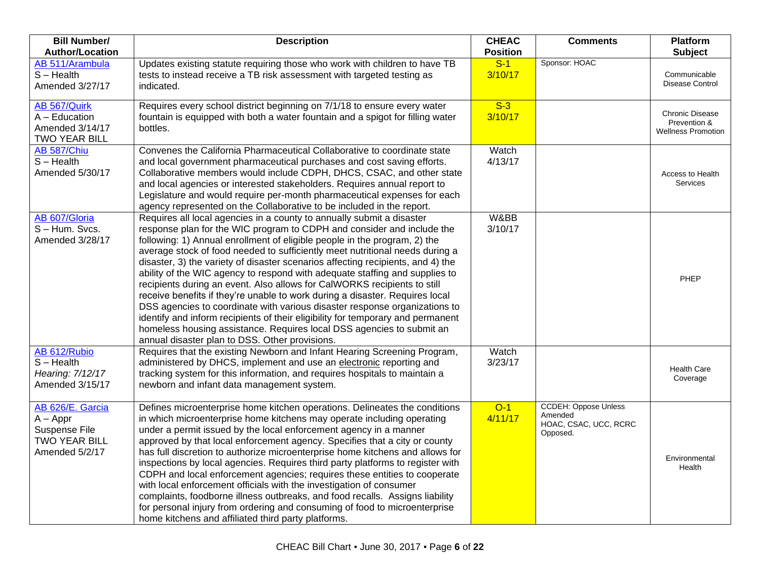| Bill Number/ Author/Location | Description | CHEAC Position | Comments | Platform Subject |
|---|---|---|---|---|
| AB 511/Arambula<br>S – Health<br>Amended 3/27/17 | Updates existing statute requiring those who work with children to have TB tests to instead receive a TB risk assessment with targeted testing as indicated. | S-1<br>3/10/17 | Sponsor: HOAC | Communicable Disease Control |
| AB 567/Quirk<br>A – Education<br>Amended 3/14/17<br>TWO YEAR BILL | Requires every school district beginning on 7/1/18 to ensure every water fountain is equipped with both a water fountain and a spigot for filling water bottles. | S-3<br>3/10/17 | | Chronic Disease Prevention & Wellness Promotion |
| AB 587/Chiu<br>S – Health<br>Amended 5/30/17 | Convenes the California Pharmaceutical Collaborative to coordinate state and local government pharmaceutical purchases and cost saving efforts. Collaborative members would include CDPH, DHCS, CSAC, and other state and local agencies or interested stakeholders. Requires annual report to Legislature and would require per-month pharmaceutical expenses for each agency represented on the Collaborative to be included in the report. | Watch<br>4/13/17 | | Access to Health Services |
| AB 607/Gloria<br>S – Hum. Svcs.<br>Amended 3/28/17 | Requires all local agencies in a county to annually submit a disaster response plan for the WIC program to CDPH and consider and include the following: 1) Annual enrollment of eligible people in the program, 2) the average stock of food needed to sufficiently meet nutritional needs during a disaster, 3) the variety of disaster scenarios affecting recipients, and 4) the ability of the WIC agency to respond with adequate staffing and supplies to recipients during an event. Also allows for CalWORKS recipients to still receive benefits if they're unable to work during a disaster. Requires local DSS agencies to coordinate with various disaster response organizations to identify and inform recipients of their eligibility for temporary and permanent homeless housing assistance. Requires local DSS agencies to submit an annual disaster plan to DSS. Other provisions. | W&BB<br>3/10/17 | | PHEP |
| AB 612/Rubio<br>S – Health<br>*Hearing: 7/12/17*<br>Amended 3/15/17 | Requires that the existing Newborn and Infant Hearing Screening Program, administered by DHCS, implement and use an <u>electronic</u> reporting and tracking system for this information, and requires hospitals to maintain a newborn and infant data management system. | Watch<br>3/23/17 | | Health Care Coverage |
| AB 626/E. Garcia<br>A – Appr<br>Suspense File<br>TWO YEAR BILL<br>Amended 5/2/17 | Defines microenterprise home kitchen operations. Delineates the conditions in which microenterprise home kitchens may operate including operating under a permit issued by the local enforcement agency in a manner approved by that local enforcement agency. Specifies that a city or county has full discretion to authorize microenterprise home kitchens and allows for inspections by local agencies. Requires third party platforms to register with CDPH and local enforcement agencies; requires these entities to cooperate with local enforcement officials with the investigation of consumer complaints, foodborne illness outbreaks, and food recalls. Assigns liability for personal injury from ordering and consuming of food to microenterprise home kitchens and affiliated third party platforms. | O-1<br>4/11/17 | CCDEH: Oppose Unless Amended<br>HOAC, CSAC, UCC, RCRC Opposed. | Environmental Health |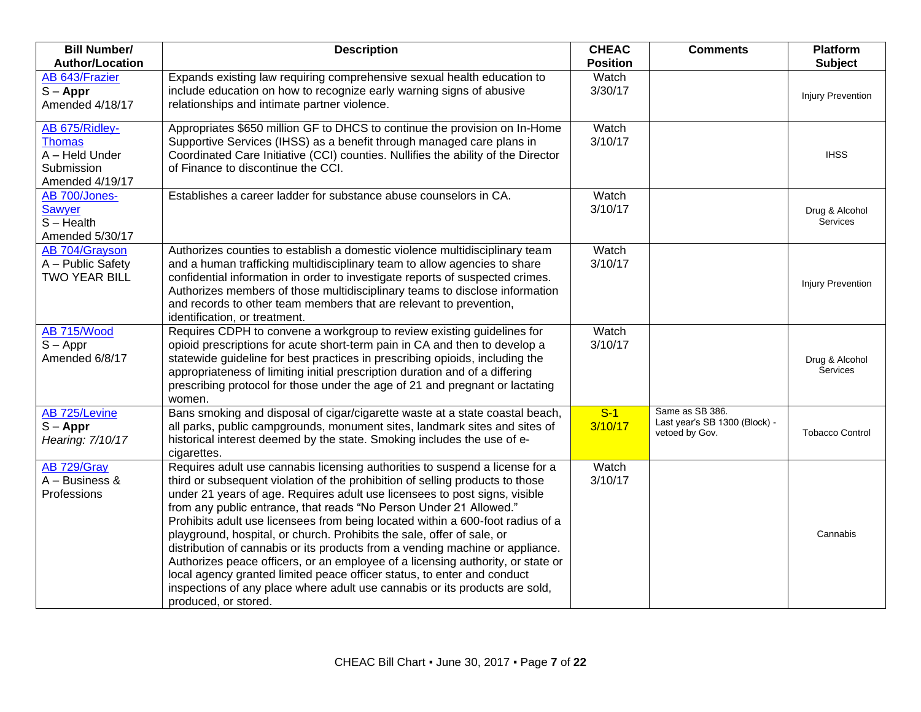| Bill Number/ Author/Location | Description | CHEAC Position | Comments | Platform Subject |
|---|---|---|---|---|
| AB 643/Frazier<br>S – **Appr**<br>Amended 4/18/17 | Expands existing law requiring comprehensive sexual health education to include education on how to recognize early warning signs of abusive relationships and intimate partner violence. | Watch<br>3/30/17 | | Injury Prevention |
| AB 675/Ridley-Thomas<br>A – Held Under Submission<br>Amended 4/19/17 | Appropriates $650 million GF to DHCS to continue the provision on In-Home Supportive Services (IHSS) as a benefit through managed care plans in Coordinated Care Initiative (CCI) counties. Nullifies the ability of the Director of Finance to discontinue the CCI. | Watch<br>3/10/17 | | IHSS |
| AB 700/Jones-Sawyer<br>S – Health<br>Amended 5/30/17 | Establishes a career ladder for substance abuse counselors in CA. | Watch<br>3/10/17 | | Drug & Alcohol Services |
| AB 704/Grayson<br>A – Public Safety<br>TWO YEAR BILL | Authorizes counties to establish a domestic violence multidisciplinary team and a human trafficking multidisciplinary team to allow agencies to share confidential information in order to investigate reports of suspected crimes. Authorizes members of those multidisciplinary teams to disclose information and records to other team members that are relevant to prevention, identification, or treatment. | Watch<br>3/10/17 | | Injury Prevention |
| AB 715/Wood<br>S – Appr<br>Amended 6/8/17 | Requires CDPH to convene a workgroup to review existing guidelines for opioid prescriptions for acute short-term pain in CA and then to develop a statewide guideline for best practices in prescribing opioids, including the appropriateness of limiting initial prescription duration and of a differing prescribing protocol for those under the age of 21 and pregnant or lactating women. | Watch<br>3/10/17 | | Drug & Alcohol Services |
| AB 725/Levine<br>S – **Appr**<br>*Hearing: 7/10/17* | Bans smoking and disposal of cigar/cigarette waste at a state coastal beach, all parks, public campgrounds, monument sites, landmark sites and sites of historical interest deemed by the state. Smoking includes the use of e-cigarettes. | S-1<br>3/10/17 | Same as SB 386.<br>Last year's SB 1300 (Block) - vetoed by Gov. | Tobacco Control |
| AB 729/Gray<br>A – Business & Professions | Requires adult use cannabis licensing authorities to suspend a license for a third or subsequent violation of the prohibition of selling products to those under 21 years of age. Requires adult use licensees to post signs, visible from any public entrance, that reads "No Person Under 21 Allowed." Prohibits adult use licensees from being located within a 600-foot radius of a playground, hospital, or church. Prohibits the sale, offer of sale, or distribution of cannabis or its products from a vending machine or appliance. Authorizes peace officers, or an employee of a licensing authority, or state or local agency granted limited peace officer status, to enter and conduct inspections of any place where adult use cannabis or its products are sold, produced, or stored. | Watch<br>3/10/17 | | Cannabis |

CHEAC Bill Chart ▪ June 30, 2017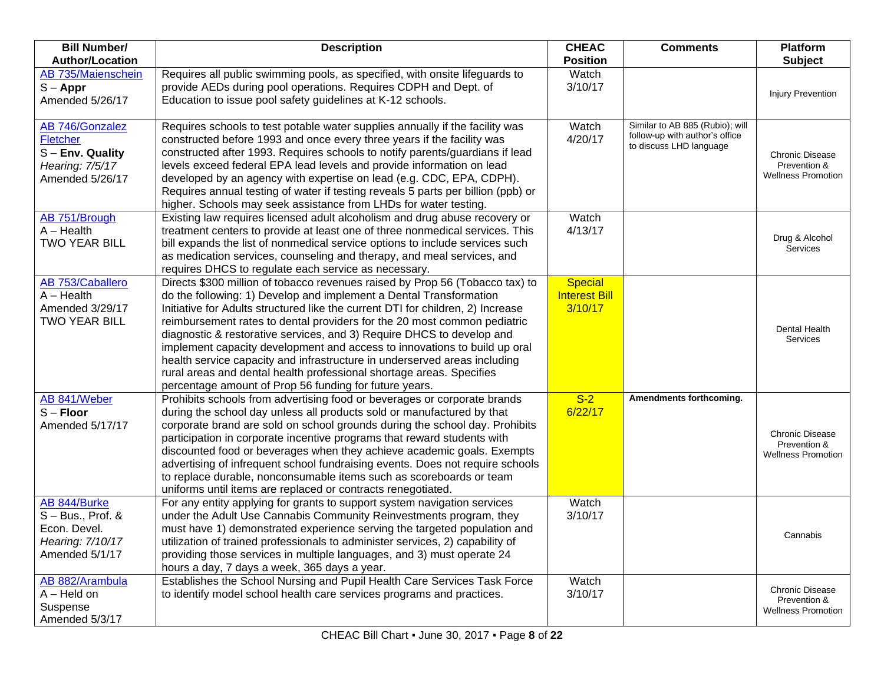| Bill Number/ Author/Location | Description | CHEAC Position | Comments | Platform Subject |
|---|---|---|---|---|
| AB 735/Maienschein<br>S – **Appr**<br>Amended 5/26/17 | Requires all public swimming pools, as specified, with onsite lifeguards to provide AEDs during pool operations. Requires CDPH and Dept. of Education to issue pool safety guidelines at K-12 schools. | Watch<br>3/10/17 | | Injury Prevention |
| AB 746/Gonzalez Fletcher<br>S – **Env. Quality**<br>*Hearing: 7/5/17*<br>Amended 5/26/17 | Requires schools to test potable water supplies annually if the facility was constructed before 1993 and once every three years if the facility was constructed after 1993. Requires schools to notify parents/guardians if lead levels exceed federal EPA lead levels and provide information on lead developed by an agency with expertise on lead (e.g. CDC, EPA, CDPH). Requires annual testing of water if testing reveals 5 parts per billion (ppb) or higher. Schools may seek assistance from LHDs for water testing. | Watch<br>4/20/17 | Similar to AB 885 (Rubio); will follow-up with author's office to discuss LHD language | Chronic Disease Prevention & Wellness Promotion |
| AB 751/Brough<br>A – Health<br>TWO YEAR BILL | Existing law requires licensed adult alcoholism and drug abuse recovery or treatment centers to provide at least one of three nonmedical services. This bill expands the list of nonmedical service options to include services such as medication services, counseling and therapy, and meal services, and requires DHCS to regulate each service as necessary. | Watch<br>4/13/17 | | Drug & Alcohol Services |
| AB 753/Caballero<br>A – Health<br>Amended 3/29/17<br>TWO YEAR BILL | Directs $300 million of tobacco revenues raised by Prop 56 (Tobacco tax) to do the following: 1) Develop and implement a Dental Transformation Initiative for Adults structured like the current DTI for children, 2) Increase reimbursement rates to dental providers for the 20 most common pediatric diagnostic & restorative services, and 3) Require DHCS to develop and implement capacity development and access to innovations to build up oral health service capacity and infrastructure in underserved areas including rural areas and dental health professional shortage areas. Specifies percentage amount of Prop 56 funding for future years. | Special Interest Bill<br>3/10/17 | | Dental Health Services |
| AB 841/Weber<br>S – **Floor**<br>Amended 5/17/17 | Prohibits schools from advertising food or beverages or corporate brands during the school day unless all products sold or manufactured by that corporate brand are sold on school grounds during the school day. Prohibits participation in corporate incentive programs that reward students with discounted food or beverages when they achieve academic goals. Exempts advertising of infrequent school fundraising events. Does not require schools to replace durable, nonconsumable items such as scoreboards or team uniforms until items are replaced or contracts renegotiated. | S-2<br>6/22/17 | **Amendments forthcoming.** | Chronic Disease Prevention & Wellness Promotion |
| AB 844/Burke<br>S – Bus., Prof. & Econ. Devel.<br>*Hearing: 7/10/17*<br>Amended 5/1/17 | For any entity applying for grants to support system navigation services under the Adult Use Cannabis Community Reinvestments program, they must have 1) demonstrated experience serving the targeted population and utilization of trained professionals to administer services, 2) capability of providing those services in multiple languages, and 3) must operate 24 hours a day, 7 days a week, 365 days a year. | Watch<br>3/10/17 | | Cannabis |
| AB 882/Arambula<br>A – Held on Suspense<br>Amended 5/3/17 | Establishes the School Nursing and Pupil Health Care Services Task Force to identify model school health care services programs and practices. | Watch<br>3/10/17 | | Chronic Disease Prevention & Wellness Promotion |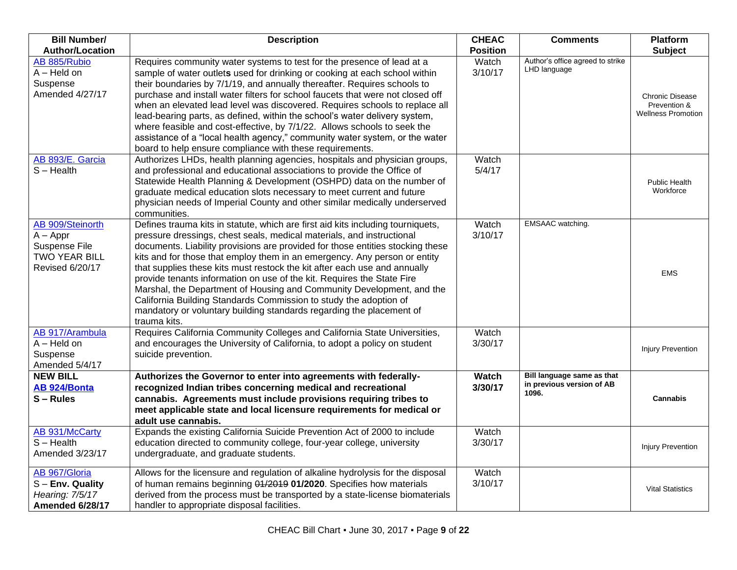| Bill Number/ Author/Location | Description | CHEAC Position | Comments | Platform Subject |
|---|---|---|---|---|
| AB 885/Rubio<br>A – Held on Suspense<br>Amended 4/27/17 | Requires community water systems to test for the presence of lead at a sample of water outlet**s** used for drinking or cooking at each school within their boundaries by 7/1/19, and annually thereafter. Requires schools to purchase and install water filters for school faucets that were not closed off when an elevated lead level was discovered. Requires schools to replace all lead-bearing parts, as defined, within the school's water delivery system, where feasible and cost-effective, by 7/1/22. Allows schools to seek the assistance of a "local health agency," community water system, or the water board to help ensure compliance with these requirements. | Watch<br>3/10/17 | Author's office agreed to strike LHD language | Chronic Disease Prevention & Wellness Promotion |
| AB 893/E. Garcia<br>S – Health | Authorizes LHDs, health planning agencies, hospitals and physician groups, and professional and educational associations to provide the Office of Statewide Health Planning & Development (OSHPD) data on the number of graduate medical education slots necessary to meet current and future physician needs of Imperial County and other similar medically underserved communities. | Watch<br>5/4/17 | | Public Health Workforce |
| AB 909/Steinorth<br>A – Appr<br>Suspense File<br>TWO YEAR BILL<br>Revised 6/20/17 | Defines trauma kits in statute, which are first aid kits including tourniquets, pressure dressings, chest seals, medical materials, and instructional documents. Liability provisions are provided for those entities stocking these kits and for those that employ them in an emergency. Any person or entity that supplies these kits must restock the kit after each use and annually provide tenants information on use of the kit. Requires the State Fire Marshal, the Department of Housing and Community Development, and the California Building Standards Commission to study the adoption of mandatory or voluntary building standards regarding the placement of trauma kits. | Watch<br>3/10/17 | EMSAAC watching. | EMS |
| AB 917/Arambula<br>A – Held on Suspense<br>Amended 5/4/17 | Requires California Community Colleges and California State Universities, and encourages the University of California, to adopt a policy on student suicide prevention. | Watch<br>3/30/17 | | Injury Prevention |
| **NEW BILL**<br>**AB 924/Bonta**<br>**S – Rules** | **Authorizes the Governor to enter into agreements with federally-recognized Indian tribes concerning medical and recreational cannabis. Agreements must include provisions requiring tribes to meet applicable state and local licensure requirements for medical or adult use cannabis.** | **Watch**<br>**3/30/17** | **Bill language same as that in previous version of AB 1096.** | **Cannabis** |
| AB 931/McCarty<br>S – Health<br>Amended 3/23/17 | Expands the existing California Suicide Prevention Act of 2000 to include education directed to community college, four-year college, university undergraduate, and graduate students. | Watch<br>3/30/17 | | Injury Prevention |
| AB 967/Gloria<br>S – **Env. Quality**<br>*Hearing: 7/5/17*<br>**Amended 6/28/17** | Allows for the licensure and regulation of alkaline hydrolysis for the disposal of human remains beginning ~~01/2019~~ **01/2020**. Specifies how materials derived from the process must be transported by a state-license biomaterials handler to appropriate disposal facilities. | Watch<br>3/10/17 | | Vital Statistics |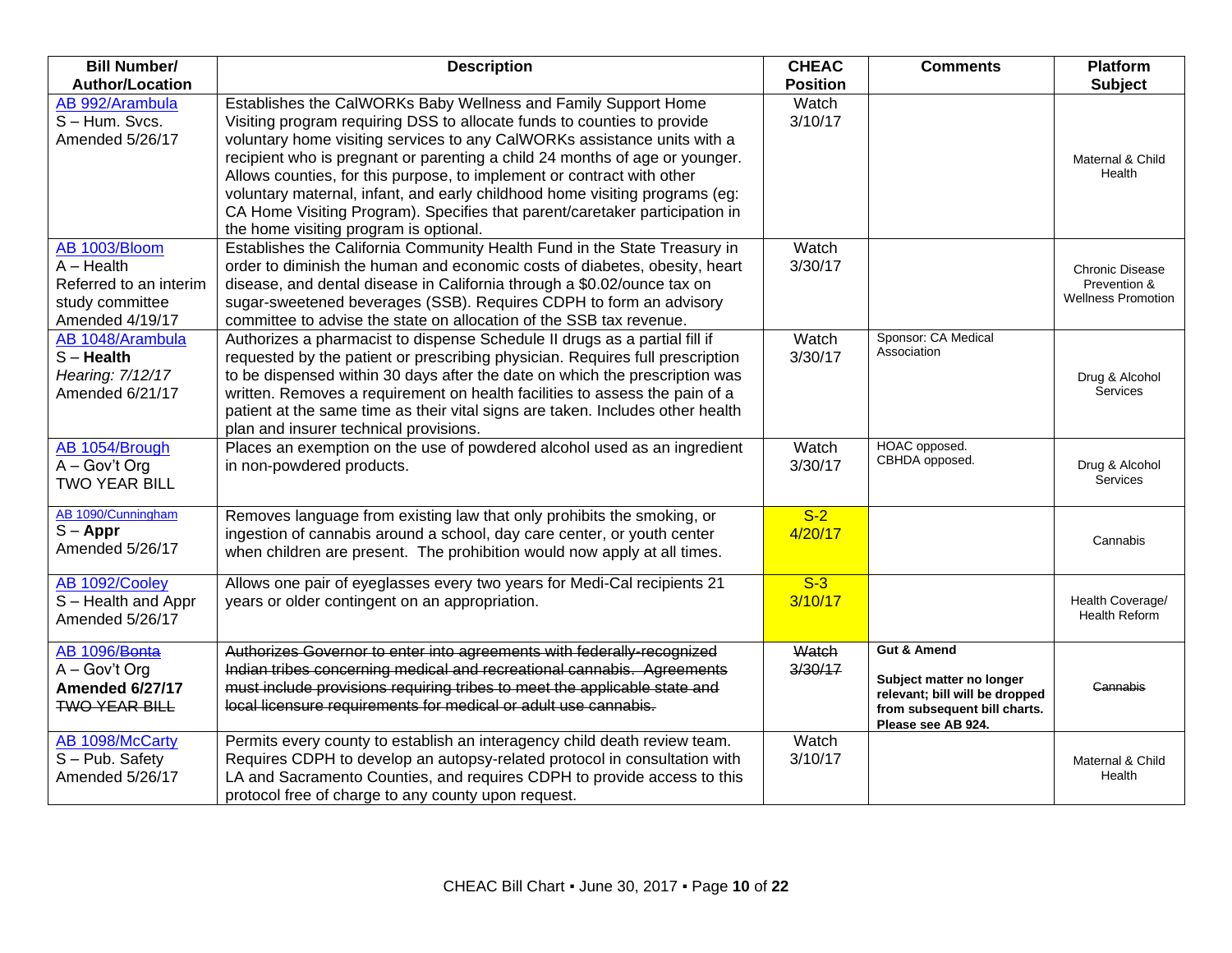| Bill Number/ Author/Location | Description | CHEAC Position | Comments | Platform Subject |
|---|---|---|---|---|
| AB 992/Arambula<br>S – Hum. Svcs.<br>Amended 5/26/17 | Establishes the CalWORKs Baby Wellness and Family Support Home Visiting program requiring DSS to allocate funds to counties to provide voluntary home visiting services to any CalWORKs assistance units with a recipient who is pregnant or parenting a child 24 months of age or younger. Allows counties, for this purpose, to implement or contract with other voluntary maternal, infant, and early childhood home visiting programs (eg: CA Home Visiting Program). Specifies that parent/caretaker participation in the home visiting program is optional. | Watch<br>3/10/17 | | Maternal & Child Health |
| AB 1003/Bloom<br>A – Health<br>Referred to an interim study committee<br>Amended 4/19/17 | Establishes the California Community Health Fund in the State Treasury in order to diminish the human and economic costs of diabetes, obesity, heart disease, and dental disease in California through a $0.02/ounce tax on sugar-sweetened beverages (SSB). Requires CDPH to form an advisory committee to advise the state on allocation of the SSB tax revenue. | Watch<br>3/30/17 | | Chronic Disease Prevention & Wellness Promotion |
| AB 1048/Arambula<br>S – **Health**<br>*Hearing: 7/12/17*<br>Amended 6/21/17 | Authorizes a pharmacist to dispense Schedule II drugs as a partial fill if requested by the patient or prescribing physician. Requires full prescription to be dispensed within 30 days after the date on which the prescription was written. Removes a requirement on health facilities to assess the pain of a patient at the same time as their vital signs are taken. Includes other health plan and insurer technical provisions. | Watch<br>3/30/17 | Sponsor: CA Medical Association | Drug & Alcohol Services |
| AB 1054/Brough<br>A – Gov't Org<br>TWO YEAR BILL | Places an exemption on the use of powdered alcohol used as an ingredient in non-powdered products. | Watch<br>3/30/17 | HOAC opposed.<br>CBHDA opposed. | Drug & Alcohol Services |
| AB 1090/Cunningham<br>S – **Appr**<br>Amended 5/26/17 | Removes language from existing law that only prohibits the smoking, or ingestion of cannabis around a school, day care center, or youth center when children are present. The prohibition would now apply at all times. | S-2<br>4/20/17 | | Cannabis |
| AB 1092/Cooley<br>S – Health and Appr<br>Amended 5/26/17 | Allows one pair of eyeglasses every two years for Medi-Cal recipients 21 years or older contingent on an appropriation. | S-3<br>3/10/17 | | Health Coverage/ Health Reform |
| AB 1096/~~Bonta~~<br>A – Gov't Org<br>**Amended 6/27/17**<br>~~TWO YEAR BILL~~ | ~~Authorizes Governor to enter into agreements with federally-recognized Indian tribes concerning medical and recreational cannabis. Agreements must include provisions requiring tribes to meet the applicable state and local licensure requirements for medical or adult use cannabis.~~ | ~~Watch~~<br>~~3/30/17~~ | **Gut & Amend**<br>**Subject matter no longer relevant; bill will be dropped from subsequent bill charts. Please see AB 924.** | ~~Cannabis~~ |
| AB 1098/McCarty<br>S – Pub. Safety<br>Amended 5/26/17 | Permits every county to establish an interagency child death review team. Requires CDPH to develop an autopsy-related protocol in consultation with LA and Sacramento Counties, and requires CDPH to provide access to this protocol free of charge to any county upon request. | Watch<br>3/10/17 | | Maternal & Child Health |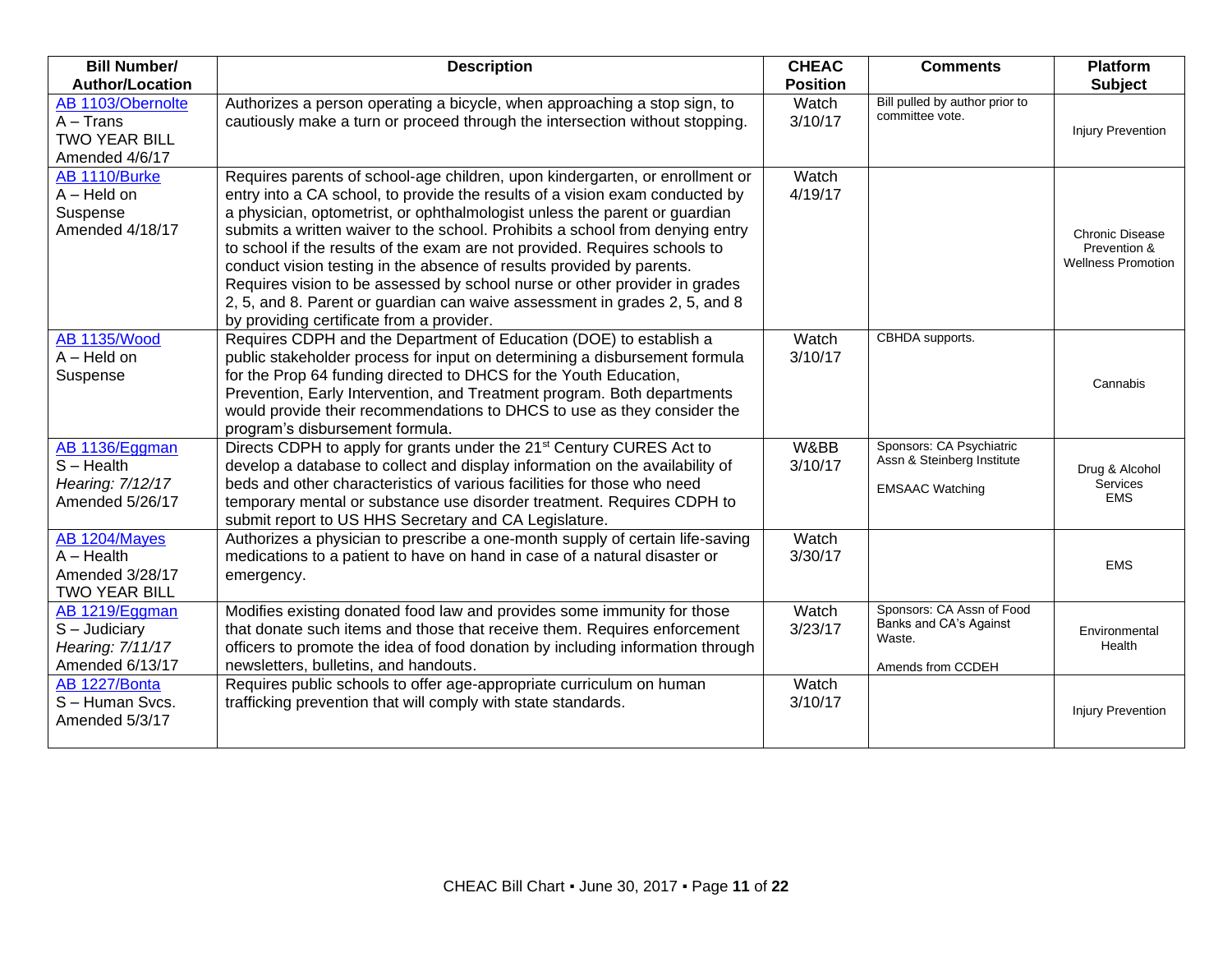| Bill Number/ Author/Location | Description | CHEAC Position | Comments | Platform Subject |
|---|---|---|---|---|
| AB 1103/Obernolte<br>A – Trans<br>TWO YEAR BILL<br>Amended 4/6/17 | Authorizes a person operating a bicycle, when approaching a stop sign, to cautiously make a turn or proceed through the intersection without stopping. | Watch 3/10/17 | Bill pulled by author prior to committee vote. | Injury Prevention |
| AB 1110/Burke<br>A – Held on Suspense<br>Amended 4/18/17 | Requires parents of school-age children, upon kindergarten, or enrollment or entry into a CA school, to provide the results of a vision exam conducted by a physician, optometrist, or ophthalmologist unless the parent or guardian submits a written waiver to the school. Prohibits a school from denying entry to school if the results of the exam are not provided. Requires schools to conduct vision testing in the absence of results provided by parents. Requires vision to be assessed by school nurse or other provider in grades 2, 5, and 8. Parent or guardian can waive assessment in grades 2, 5, and 8 by providing certificate from a provider. | Watch 4/19/17 | | Chronic Disease Prevention & Wellness Promotion |
| AB 1135/Wood<br>A – Held on Suspense | Requires CDPH and the Department of Education (DOE) to establish a public stakeholder process for input on determining a disbursement formula for the Prop 64 funding directed to DHCS for the Youth Education, Prevention, Early Intervention, and Treatment program. Both departments would provide their recommendations to DHCS to use as they consider the program's disbursement formula. | Watch 3/10/17 | CBHDA supports. | Cannabis |
| AB 1136/Eggman<br>S – Health<br>*Hearing: 7/12/17*<br>Amended 5/26/17 | Directs CDPH to apply for grants under the 21st Century CURES Act to develop a database to collect and display information on the availability of beds and other characteristics of various facilities for those who need temporary mental or substance use disorder treatment. Requires CDPH to submit report to US HHS Secretary and CA Legislature. | W&BB 3/10/17 | Sponsors: CA Psychiatric Assn & Steinberg Institute<br><br>EMSAAC Watching | Drug & Alcohol Services<br>EMS |
| AB 1204/Mayes<br>A – Health<br>Amended 3/28/17<br>TWO YEAR BILL | Authorizes a physician to prescribe a one-month supply of certain life-saving medications to a patient to have on hand in case of a natural disaster or emergency. | Watch 3/30/17 | | EMS |
| AB 1219/Eggman<br>S – Judiciary<br>*Hearing: 7/11/17*<br>Amended 6/13/17 | Modifies existing donated food law and provides some immunity for those that donate such items and those that receive them. Requires enforcement officers to promote the idea of food donation by including information through newsletters, bulletins, and handouts. | Watch 3/23/17 | Sponsors: CA Assn of Food Banks and CA's Against Waste.<br><br>Amends from CCDEH | Environmental Health |
| AB 1227/Bonta<br>S – Human Svcs.<br>Amended 5/3/17 | Requires public schools to offer age-appropriate curriculum on human trafficking prevention that will comply with state standards. | Watch 3/10/17 | | Injury Prevention |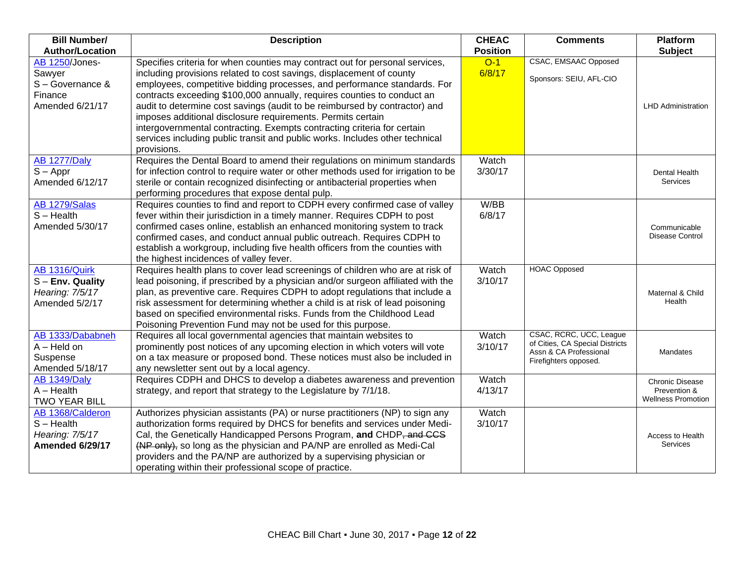| Bill Number/ Author/Location | Description | CHEAC Position | Comments | Platform Subject |
|---|---|---|---|---|
| AB 1250/Jones-Sawyer<br>S – Governance & Finance<br>Amended 6/21/17 | Specifies criteria for when counties may contract out for personal services, including provisions related to cost savings, displacement of county employees, competitive bidding processes, and performance standards. For contracts exceeding $100,000 annually, requires counties to conduct an audit to determine cost savings (audit to be reimbursed by contractor) and imposes additional disclosure requirements. Permits certain intergovernmental contracting. Exempts contracting criteria for certain services including public transit and public works. Includes other technical provisions. | O-1<br>6/8/17 | CSAC, EMSAAC Opposed<br><br>Sponsors: SEIU, AFL-CIO | LHD Administration |
| AB 1277/Daly<br>S – Appr<br>Amended 6/12/17 | Requires the Dental Board to amend their regulations on minimum standards for infection control to require water or other methods used for irrigation to be sterile or contain recognized disinfecting or antibacterial properties when performing procedures that expose dental pulp. | Watch<br>3/30/17 | | Dental Health Services |
| AB 1279/Salas<br>S – Health<br>Amended 5/30/17 | Requires counties to find and report to CDPH every confirmed case of valley fever within their jurisdiction in a timely manner. Requires CDPH to post confirmed cases online, establish an enhanced monitoring system to track confirmed cases, and conduct annual public outreach. Requires CDPH to establish a workgroup, including five health officers from the counties with the highest incidences of valley fever. | W/BB<br>6/8/17 | | Communicable Disease Control |
| AB 1316/Quirk<br>S – **Env. Quality**<br>*Hearing: 7/5/17*<br>Amended 5/2/17 | Requires health plans to cover lead screenings of children who are at risk of lead poisoning, if prescribed by a physician and/or surgeon affiliated with the plan, as preventive care. Requires CDPH to adopt regulations that include a risk assessment for determining whether a child is at risk of lead poisoning based on specified environmental risks. Funds from the Childhood Lead Poisoning Prevention Fund may not be used for this purpose. | Watch<br>3/10/17 | HOAC Opposed | Maternal & Child Health |
| AB 1333/Dababneh<br>A – Held on Suspense<br>Amended 5/18/17 | Requires all local governmental agencies that maintain websites to prominently post notices of any upcoming election in which voters will vote on a tax measure or proposed bond. These notices must also be included in any newsletter sent out by a local agency. | Watch<br>3/10/17 | CSAC, RCRC, UCC, League of Cities, CA Special Districts Assn & CA Professional Firefighters opposed. | Mandates |
| AB 1349/Daly<br>A – Health<br>TWO YEAR BILL | Requires CDPH and DHCS to develop a diabetes awareness and prevention strategy, and report that strategy to the Legislature by 7/1/18. | Watch<br>4/13/17 | | Chronic Disease Prevention & Wellness Promotion |
| AB 1368/Calderon<br>S – Health<br>*Hearing: 7/5/17*<br>**Amended 6/29/17** | Authorizes physician assistants (PA) or nurse practitioners (NP) to sign any authorization forms required by DHCS for benefits and services under Medi-Cal, the Genetically Handicapped Persons Program, **and** CHDP~~, and CCS (NP only),~~ so long as the physician and PA/NP are enrolled as Medi-Cal providers and the PA/NP are authorized by a supervising physician or operating within their professional scope of practice. | Watch<br>3/10/17 | | Access to Health Services |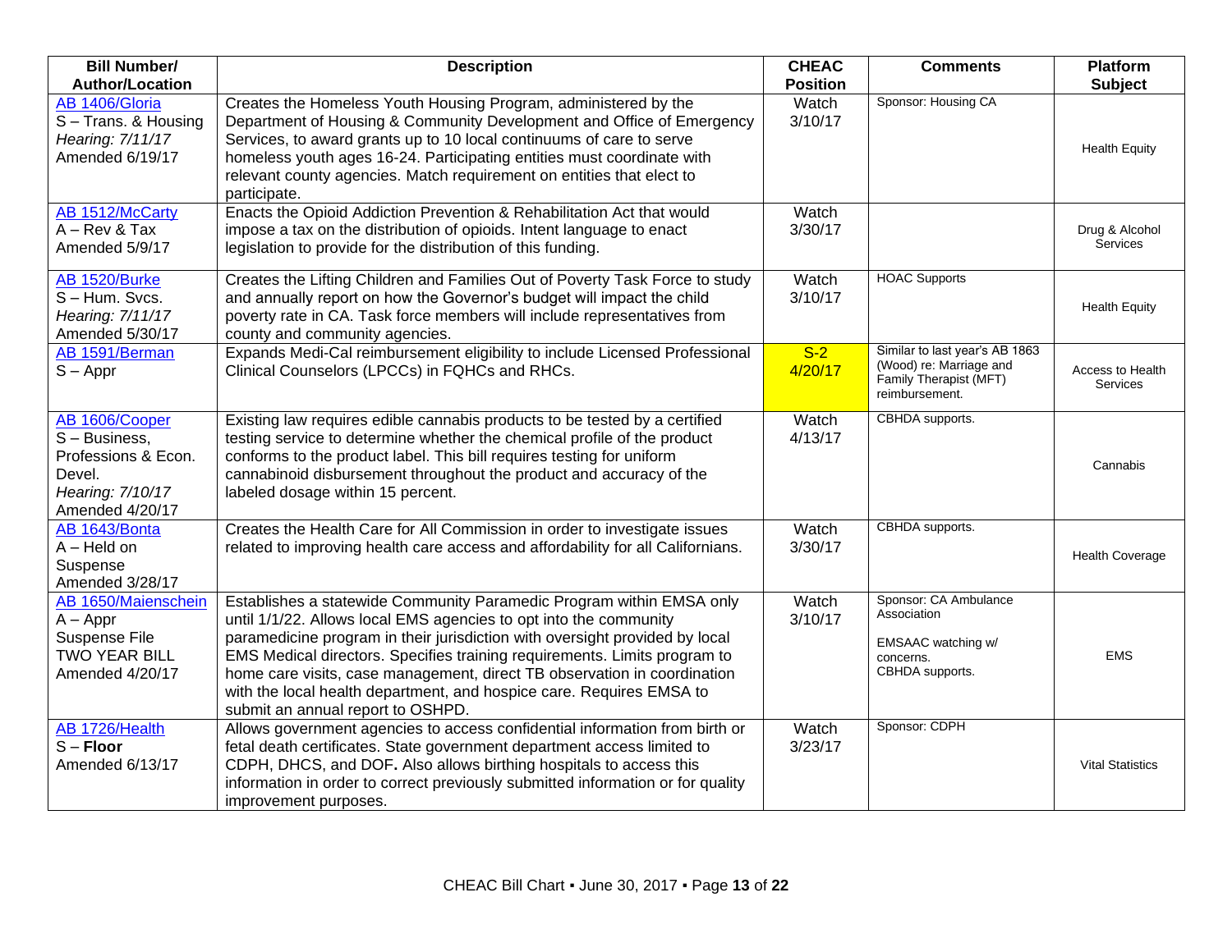| Bill Number/ Author/Location | Description | CHEAC Position | Comments | Platform Subject |
|---|---|---|---|---|
| AB 1406/Gloria<br>S – Trans. & Housing<br>*Hearing: 7/11/17*<br>Amended 6/19/17 | Creates the Homeless Youth Housing Program, administered by the Department of Housing & Community Development and Office of Emergency Services, to award grants up to 10 local continuums of care to serve homeless youth ages 16-24. Participating entities must coordinate with relevant county agencies. Match requirement on entities that elect to participate. | Watch<br>3/10/17 | Sponsor: Housing CA | Health Equity |
| AB 1512/McCarty<br>A – Rev & Tax<br>Amended 5/9/17 | Enacts the Opioid Addiction Prevention & Rehabilitation Act that would impose a tax on the distribution of opioids. Intent language to enact legislation to provide for the distribution of this funding. | Watch<br>3/30/17 | | Drug & Alcohol Services |
| AB 1520/Burke<br>S – Hum. Svcs.<br>*Hearing: 7/11/17*<br>Amended 5/30/17 | Creates the Lifting Children and Families Out of Poverty Task Force to study and annually report on how the Governor's budget will impact the child poverty rate in CA. Task force members will include representatives from county and community agencies. | Watch<br>3/10/17 | HOAC Supports | Health Equity |
| AB 1591/Berman<br>S – Appr | Expands Medi-Cal reimbursement eligibility to include Licensed Professional Clinical Counselors (LPCCs) in FQHCs and RHCs. | S-2<br>4/20/17 | Similar to last year's AB 1863 (Wood) re: Marriage and Family Therapist (MFT) reimbursement. | Access to Health Services |
| AB 1606/Cooper<br>S – Business, Professions & Econ. Devel.<br>*Hearing: 7/10/17*<br>Amended 4/20/17 | Existing law requires edible cannabis products to be tested by a certified testing service to determine whether the chemical profile of the product conforms to the product label. This bill requires testing for uniform cannabinoid disbursement throughout the product and accuracy of the labeled dosage within 15 percent. | Watch<br>4/13/17 | CBHDA supports. | Cannabis |
| AB 1643/Bonta<br>A – Held on Suspense<br>Amended 3/28/17 | Creates the Health Care for All Commission in order to investigate issues related to improving health care access and affordability for all Californians. | Watch<br>3/30/17 | CBHDA supports. | Health Coverage |
| AB 1650/Maienschein<br>A – Appr<br>Suspense File<br>TWO YEAR BILL<br>Amended 4/20/17 | Establishes a statewide Community Paramedic Program within EMSA only until 1/1/22. Allows local EMS agencies to opt into the community paramedicine program in their jurisdiction with oversight provided by local EMS Medical directors. Specifies training requirements. Limits program to home care visits, case management, direct TB observation in coordination with the local health department, and hospice care. Requires EMSA to submit an annual report to OSHPD. | Watch<br>3/10/17 | Sponsor: CA Ambulance Association<br><br>EMSAAC watching w/ concerns.<br>CBHDA supports. | EMS |
| AB 1726/Health<br>S – **Floor**<br>Amended 6/13/17 | Allows government agencies to access confidential information from birth or fetal death certificates. State government department access limited to CDPH, DHCS, and DOF**.** Also allows birthing hospitals to access this information in order to correct previously submitted information or for quality improvement purposes. | Watch<br>3/23/17 | Sponsor: CDPH | Vital Statistics |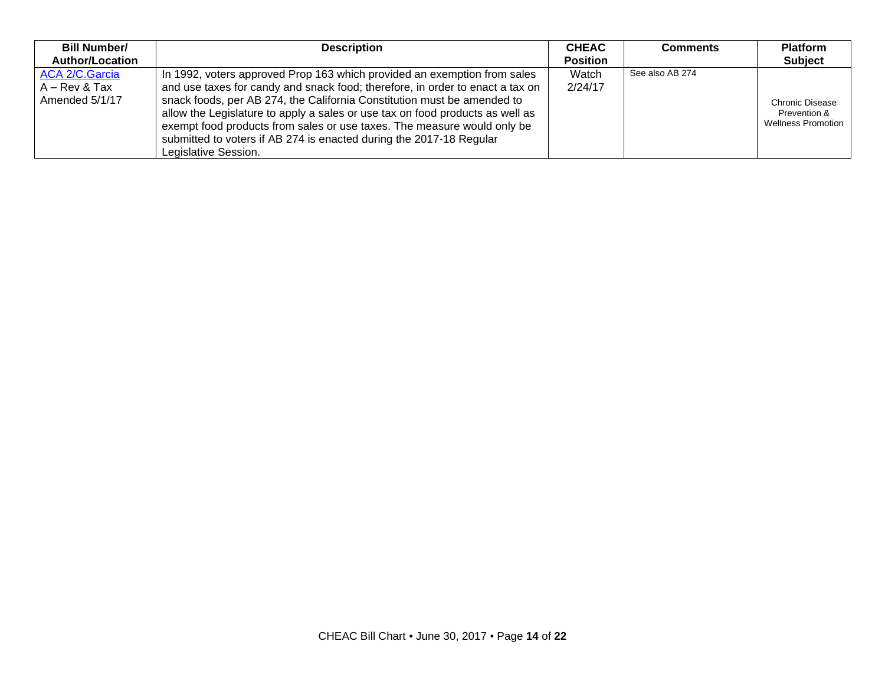| Bill Number/ Author/Location | Description | CHEAC Position | Comments | Platform Subject |
|---|---|---|---|---|
| ACA 2/C.Garcia<br>A – Rev & Tax<br>Amended 5/1/17 | In 1992, voters approved Prop 163 which provided an exemption from sales and use taxes for candy and snack food; therefore, in order to enact a tax on snack foods, per AB 274, the California Constitution must be amended to allow the Legislature to apply a sales or use tax on food products as well as exempt food products from sales or use taxes. The measure would only be submitted to voters if AB 274 is enacted during the 2017-18 Regular Legislative Session. | Watch<br>2/24/17 | See also AB 274 | Chronic Disease Prevention & Wellness Promotion |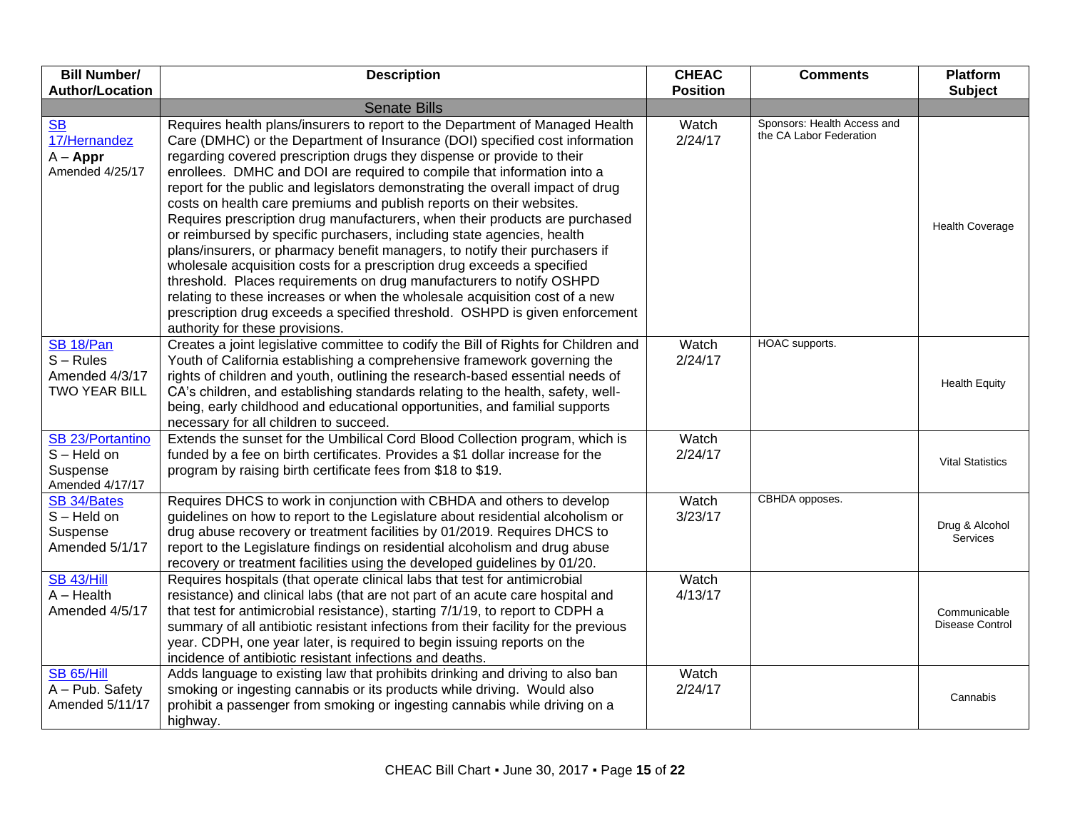| Bill Number/ Author/Location | Description | CHEAC Position | Comments | Platform Subject |
|---|---|---|---|---|
| | Senate Bills | | | |
| SB 17/Hernandez A – **Appr** Amended 4/25/17 | Requires health plans/insurers to report to the Department of Managed Health Care (DMHC) or the Department of Insurance (DOI) specified cost information regarding covered prescription drugs they dispense or provide to their enrollees. DMHC and DOI are required to compile that information into a report for the public and legislators demonstrating the overall impact of drug costs on health care premiums and publish reports on their websites. Requires prescription drug manufacturers, when their products are purchased or reimbursed by specific purchasers, including state agencies, health plans/insurers, or pharmacy benefit managers, to notify their purchasers if wholesale acquisition costs for a prescription drug exceeds a specified threshold. Places requirements on drug manufacturers to notify OSHPD relating to these increases or when the wholesale acquisition cost of a new prescription drug exceeds a specified threshold. OSHPD is given enforcement authority for these provisions. | Watch 2/24/17 | Sponsors: Health Access and the CA Labor Federation | Health Coverage |
| SB 18/Pan S – Rules Amended 4/3/17 TWO YEAR BILL | Creates a joint legislative committee to codify the Bill of Rights for Children and Youth of California establishing a comprehensive framework governing the rights of children and youth, outlining the research-based essential needs of CA's children, and establishing standards relating to the health, safety, well-being, early childhood and educational opportunities, and familial supports necessary for all children to succeed. | Watch 2/24/17 | HOAC supports. | Health Equity |
| SB 23/Portantino S – Held on Suspense Amended 4/17/17 | Extends the sunset for the Umbilical Cord Blood Collection program, which is funded by a fee on birth certificates. Provides a $1 dollar increase for the program by raising birth certificate fees from $18 to $19. | Watch 2/24/17 | | Vital Statistics |
| SB 34/Bates S – Held on Suspense Amended 5/1/17 | Requires DHCS to work in conjunction with CBHDA and others to develop guidelines on how to report to the Legislature about residential alcoholism or drug abuse recovery or treatment facilities by 01/2019. Requires DHCS to report to the Legislature findings on residential alcoholism and drug abuse recovery or treatment facilities using the developed guidelines by 01/20. | Watch 3/23/17 | CBHDA opposes. | Drug & Alcohol Services |
| SB 43/Hill A – Health Amended 4/5/17 | Requires hospitals (that operate clinical labs that test for antimicrobial resistance) and clinical labs (that are not part of an acute care hospital and that test for antimicrobial resistance), starting 7/1/19, to report to CDPH a summary of all antibiotic resistant infections from their facility for the previous year. CDPH, one year later, is required to begin issuing reports on the incidence of antibiotic resistant infections and deaths. | Watch 4/13/17 | | Communicable Disease Control |
| SB 65/Hill A – Pub. Safety Amended 5/11/17 | Adds language to existing law that prohibits drinking and driving to also ban smoking or ingesting cannabis or its products while driving. Would also prohibit a passenger from smoking or ingesting cannabis while driving on a highway. | Watch 2/24/17 | | Cannabis |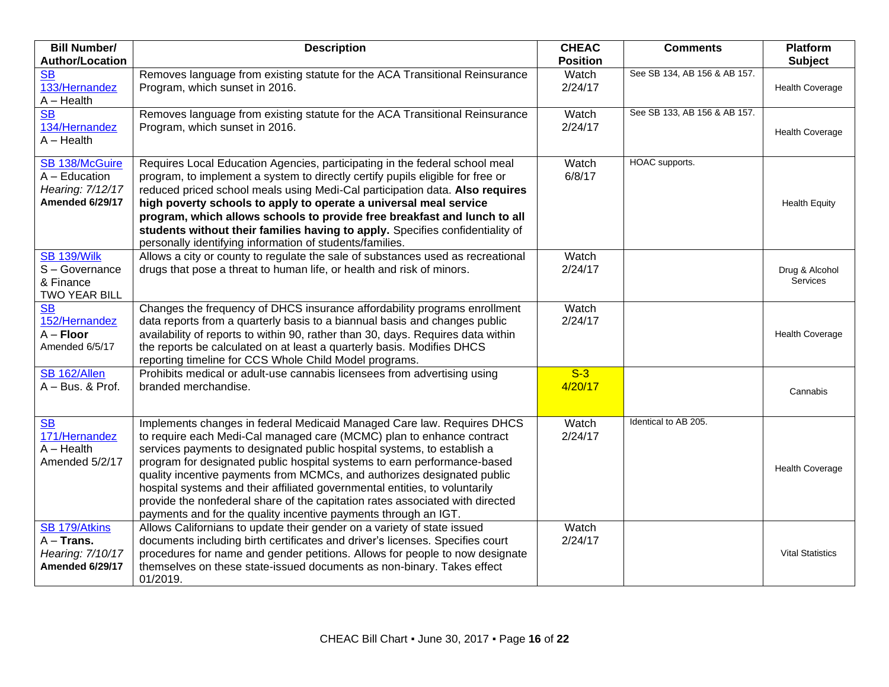| Bill Number/ Author/Location | Description | CHEAC Position | Comments | Platform Subject |
|---|---|---|---|---|
| SB 133/Hernandez<br>A – Health | Removes language from existing statute for the ACA Transitional Reinsurance Program, which sunset in 2016. | Watch 2/24/17 | See SB 134, AB 156 & AB 157. | Health Coverage |
| SB 134/Hernandez<br>A – Health | Removes language from existing statute for the ACA Transitional Reinsurance Program, which sunset in 2016. | Watch 2/24/17 | See SB 133, AB 156 & AB 157. | Health Coverage |
| SB 138/McGuire<br>A – Education<br>*Hearing: 7/12/17*<br>**Amended 6/29/17** | Requires Local Education Agencies, participating in the federal school meal program, to implement a system to directly certify pupils eligible for free or reduced priced school meals using Medi-Cal participation data. **Also requires high poverty schools to apply to operate a universal meal service program, which allows schools to provide free breakfast and lunch to all students without their families having to apply.** Specifies confidentiality of personally identifying information of students/families. | Watch 6/8/17 | HOAC supports. | Health Equity |
| SB 139/Wilk<br>S – Governance & Finance<br>TWO YEAR BILL | Allows a city or county to regulate the sale of substances used as recreational drugs that pose a threat to human life, or health and risk of minors. | Watch 2/24/17 | | Drug & Alcohol Services |
| SB 152/Hernandez<br>A – **Floor**<br>Amended 6/5/17 | Changes the frequency of DHCS insurance affordability programs enrollment data reports from a quarterly basis to a biannual basis and changes public availability of reports to within 90, rather than 30, days. Requires data within the reports be calculated on at least a quarterly basis. Modifies DHCS reporting timeline for CCS Whole Child Model programs. | Watch 2/24/17 | | Health Coverage |
| SB 162/Allen<br>A – Bus. & Prof. | Prohibits medical or adult-use cannabis licensees from advertising using branded merchandise. | S-3 4/20/17 | | Cannabis |
| SB 171/Hernandez<br>A – Health<br>Amended 5/2/17 | Implements changes in federal Medicaid Managed Care law. Requires DHCS to require each Medi-Cal managed care (MCMC) plan to enhance contract services payments to designated public hospital systems, to establish a program for designated public hospital systems to earn performance-based quality incentive payments from MCMCs, and authorizes designated public hospital systems and their affiliated governmental entities, to voluntarily provide the nonfederal share of the capitation rates associated with directed payments and for the quality incentive payments through an IGT. | Watch 2/24/17 | Identical to AB 205. | Health Coverage |
| SB 179/Atkins<br>A – **Trans.**<br>*Hearing: 7/10/17*<br>**Amended 6/29/17** | Allows Californians to update their gender on a variety of state issued documents including birth certificates and driver's licenses. Specifies court procedures for name and gender petitions. Allows for people to now designate themselves on these state-issued documents as non-binary. Takes effect 01/2019. | Watch 2/24/17 | | Vital Statistics |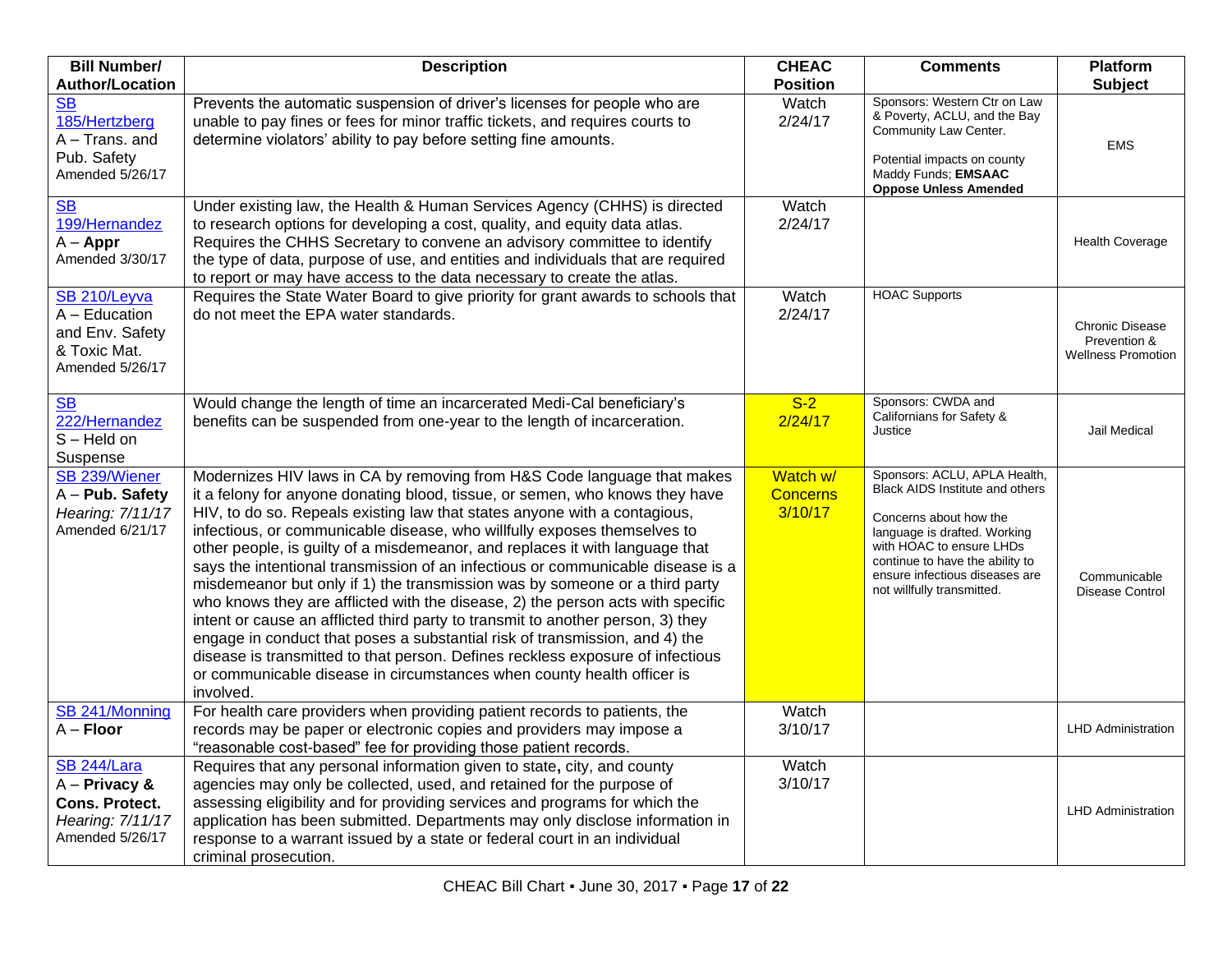| Bill Number/ Author/Location | Description | CHEAC Position | Comments | Platform Subject |
|---|---|---|---|---|
| SB 185/Hertzberg<br>A – Trans. and Pub. Safety<br>Amended 5/26/17 | Prevents the automatic suspension of driver's licenses for people who are unable to pay fines or fees for minor traffic tickets, and requires courts to determine violators' ability to pay before setting fine amounts. | Watch 2/24/17 | Sponsors: Western Ctr on Law & Poverty, ACLU, and the Bay Community Law Center.<br><br>Potential impacts on county Maddy Funds; **EMSAAC Oppose Unless Amended** | EMS |
| SB 199/Hernandez<br>A – **Appr**<br>Amended 3/30/17 | Under existing law, the Health & Human Services Agency (CHHS) is directed to research options for developing a cost, quality, and equity data atlas. Requires the CHHS Secretary to convene an advisory committee to identify the type of data, purpose of use, and entities and individuals that are required to report or may have access to the data necessary to create the atlas. | Watch 2/24/17 | | Health Coverage |
| SB 210/Leyva<br>A – Education and Env. Safety & Toxic Mat.<br>Amended 5/26/17 | Requires the State Water Board to give priority for grant awards to schools that do not meet the EPA water standards. | Watch 2/24/17 | HOAC Supports | Chronic Disease Prevention & Wellness Promotion |
| SB 222/Hernandez<br>S – Held on Suspense | Would change the length of time an incarcerated Medi-Cal beneficiary's benefits can be suspended from one-year to the length of incarceration. | S-2 2/24/17 | Sponsors: CWDA and Californians for Safety & Justice | Jail Medical |
| SB 239/Wiener<br>A – **Pub. Safety**<br>*Hearing: 7/11/17*<br>Amended 6/21/17 | Modernizes HIV laws in CA by removing from H&S Code language that makes it a felony for anyone donating blood, tissue, or semen, who knows they have HIV, to do so. Repeals existing law that states anyone with a contagious, infectious, or communicable disease, who willfully exposes themselves to other people, is guilty of a misdemeanor, and replaces it with language that says the intentional transmission of an infectious or communicable disease is a misdemeanor but only if 1) the transmission was by someone or a third party who knows they are afflicted with the disease, 2) the person acts with specific intent or cause an afflicted third party to transmit to another person, 3) they engage in conduct that poses a substantial risk of transmission, and 4) the disease is transmitted to that person. Defines reckless exposure of infectious or communicable disease in circumstances when county health officer is involved. | Watch w/ Concerns 3/10/17 | Sponsors: ACLU, APLA Health, Black AIDS Institute and others<br><br>Concerns about how the language is drafted. Working with HOAC to ensure LHDs continue to have the ability to ensure infectious diseases are not willfully transmitted. | Communicable Disease Control |
| SB 241/Monning<br>A – **Floor** | For health care providers when providing patient records to patients, the records may be paper or electronic copies and providers may impose a "reasonable cost-based" fee for providing those patient records. | Watch 3/10/17 | | LHD Administration |
| SB 244/Lara<br>A – **Privacy & Cons. Protect.**<br>*Hearing: 7/11/17*<br>Amended 5/26/17 | Requires that any personal information given to state**,** city, and county agencies may only be collected, used, and retained for the purpose of assessing eligibility and for providing services and programs for which the application has been submitted. Departments may only disclose information in response to a warrant issued by a state or federal court in an individual criminal prosecution. | Watch 3/10/17 | | LHD Administration |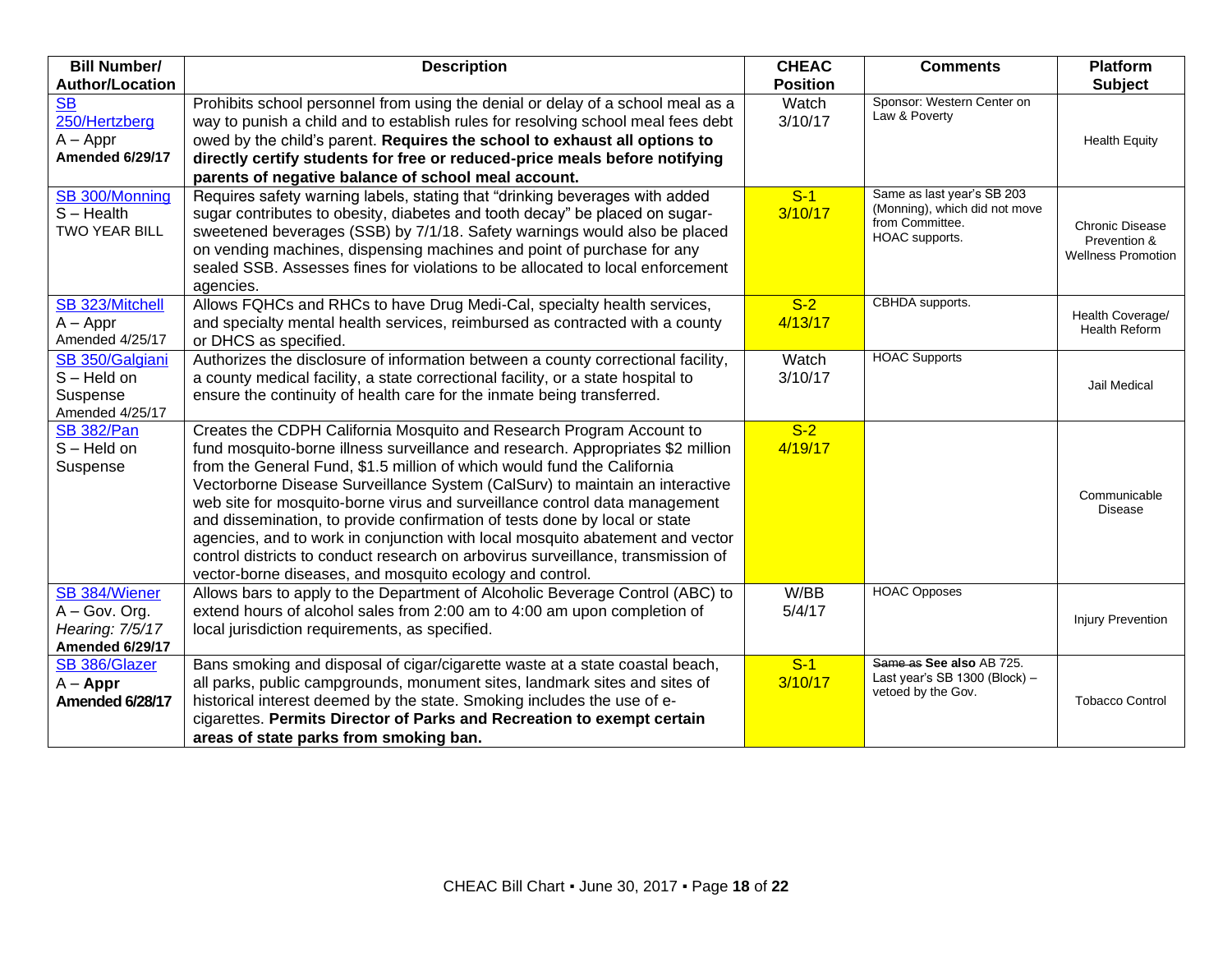| Bill Number/ Author/Location | Description | CHEAC Position | Comments | Platform Subject |
|---|---|---|---|---|
| SB 250/Hertzberg<br>A – Appr<br>**Amended 6/29/17** | Prohibits school personnel from using the denial or delay of a school meal as a way to punish a child and to establish rules for resolving school meal fees debt owed by the child's parent. **Requires the school to exhaust all options to directly certify students for free or reduced-price meals before notifying parents of negative balance of school meal account.** | Watch 3/10/17 | Sponsor: Western Center on Law & Poverty | Health Equity |
| SB 300/Monning<br>S – Health<br>TWO YEAR BILL | Requires safety warning labels, stating that "drinking beverages with added sugar contributes to obesity, diabetes and tooth decay" be placed on sugar-sweetened beverages (SSB) by 7/1/18. Safety warnings would also be placed on vending machines, dispensing machines and point of purchase for any sealed SSB. Assesses fines for violations to be allocated to local enforcement agencies. | S-1 3/10/17 | Same as last year's SB 203 (Monning), which did not move from Committee. HOAC supports. | Chronic Disease Prevention & Wellness Promotion |
| SB 323/Mitchell<br>A – Appr<br>Amended 4/25/17 | Allows FQHCs and RHCs to have Drug Medi-Cal, specialty health services, and specialty mental health services, reimbursed as contracted with a county or DHCS as specified. | S-2 4/13/17 | CBHDA supports. | Health Coverage/ Health Reform |
| SB 350/Galgiani<br>S – Held on Suspense<br>Amended 4/25/17 | Authorizes the disclosure of information between a county correctional facility, a county medical facility, a state correctional facility, or a state hospital to ensure the continuity of health care for the inmate being transferred. | Watch 3/10/17 | HOAC Supports | Jail Medical |
| SB 382/Pan<br>S – Held on Suspense | Creates the CDPH California Mosquito and Research Program Account to fund mosquito-borne illness surveillance and research. Appropriates $2 million from the General Fund, $1.5 million of which would fund the California Vectorborne Disease Surveillance System (CalSurv) to maintain an interactive web site for mosquito-borne virus and surveillance control data management and dissemination, to provide confirmation of tests done by local or state agencies, and to work in conjunction with local mosquito abatement and vector control districts to conduct research on arbovirus surveillance, transmission of vector-borne diseases, and mosquito ecology and control. | S-2 4/19/17 | | Communicable Disease |
| SB 384/Wiener<br>A – Gov. Org.<br>*Hearing: 7/5/17*<br>**Amended 6/29/17** | Allows bars to apply to the Department of Alcoholic Beverage Control (ABC) to extend hours of alcohol sales from 2:00 am to 4:00 am upon completion of local jurisdiction requirements, as specified. | W/BB 5/4/17 | HOAC Opposes | Injury Prevention |
| SB 386/Glazer<br>A – **Appr**<br>**Amended 6/28/17** | Bans smoking and disposal of cigar/cigarette waste at a state coastal beach, all parks, public campgrounds, monument sites, landmark sites and sites of historical interest deemed by the state. Smoking includes the use of e-cigarettes. **Permits Director of Parks and Recreation to exempt certain areas of state parks from smoking ban.** | S-1 3/10/17 | ~~Same as~~ **See also** AB 725. Last year's SB 1300 (Block) – vetoed by the Gov. | Tobacco Control |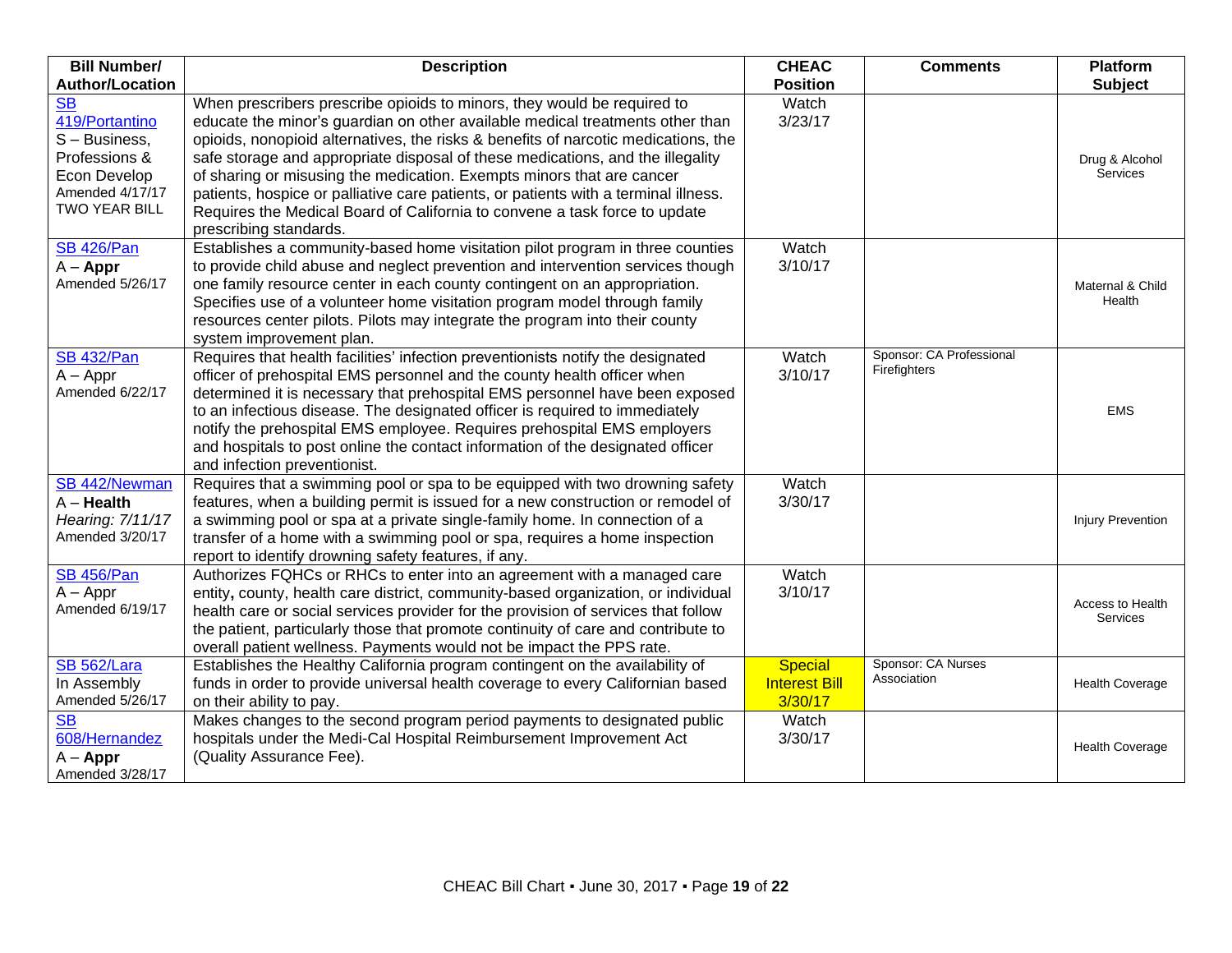| Bill Number/ Author/Location | Description | CHEAC Position | Comments | Platform Subject |
|---|---|---|---|---|
| SB 419/Portantino<br>S – Business, Professions & Econ Develop<br>Amended 4/17/17<br>TWO YEAR BILL | When prescribers prescribe opioids to minors, they would be required to educate the minor's guardian on other available medical treatments other than opioids, nonopioid alternatives, the risks & benefits of narcotic medications, the safe storage and appropriate disposal of these medications, and the illegality of sharing or misusing the medication. Exempts minors that are cancer patients, hospice or palliative care patients, or patients with a terminal illness. Requires the Medical Board of California to convene a task force to update prescribing standards. | Watch 3/23/17 | | Drug & Alcohol Services |
| SB 426/Pan<br>A – **Appr**<br>Amended 5/26/17 | Establishes a community-based home visitation pilot program in three counties to provide child abuse and neglect prevention and intervention services though one family resource center in each county contingent on an appropriation. Specifies use of a volunteer home visitation program model through family resources center pilots. Pilots may integrate the program into their county system improvement plan. | Watch 3/10/17 | | Maternal & Child Health |
| SB 432/Pan<br>A – Appr<br>Amended 6/22/17 | Requires that health facilities' infection preventionists notify the designated officer of prehospital EMS personnel and the county health officer when determined it is necessary that prehospital EMS personnel have been exposed to an infectious disease. The designated officer is required to immediately notify the prehospital EMS employee. Requires prehospital EMS employers and hospitals to post online the contact information of the designated officer and infection preventionist. | Watch 3/10/17 | Sponsor: CA Professional Firefighters | EMS |
| SB 442/Newman<br>A – **Health**<br>*Hearing: 7/11/17*<br>Amended 3/20/17 | Requires that a swimming pool or spa to be equipped with two drowning safety features, when a building permit is issued for a new construction or remodel of a swimming pool or spa at a private single-family home. In connection of a transfer of a home with a swimming pool or spa, requires a home inspection report to identify drowning safety features, if any. | Watch 3/30/17 | | Injury Prevention |
| SB 456/Pan<br>A – Appr<br>Amended 6/19/17 | Authorizes FQHCs or RHCs to enter into an agreement with a managed care entity**,** county, health care district, community-based organization, or individual health care or social services provider for the provision of services that follow the patient, particularly those that promote continuity of care and contribute to overall patient wellness. Payments would not be impact the PPS rate. | Watch 3/10/17 | | Access to Health Services |
| SB 562/Lara<br>In Assembly<br>Amended 5/26/17 | Establishes the Healthy California program contingent on the availability of funds in order to provide universal health coverage to every Californian based on their ability to pay. | Special Interest Bill 3/30/17 | Sponsor: CA Nurses Association | Health Coverage |
| SB 608/Hernandez<br>A – **Appr**<br>Amended 3/28/17 | Makes changes to the second program period payments to designated public hospitals under the Medi-Cal Hospital Reimbursement Improvement Act (Quality Assurance Fee). | Watch 3/30/17 | | Health Coverage |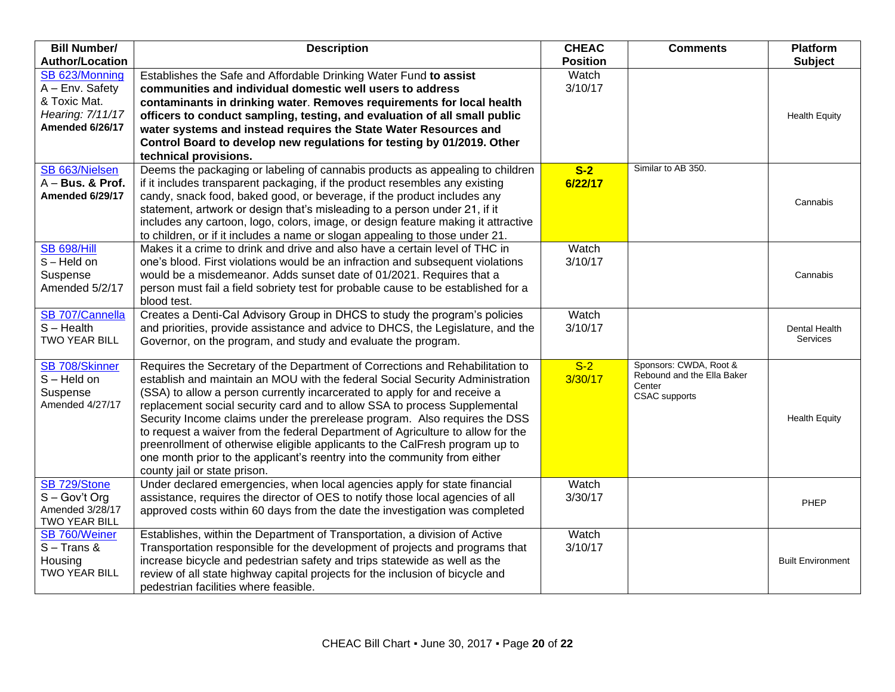| Bill Number/ Author/Location | Description | CHEAC Position | Comments | Platform Subject |
|---|---|---|---|---|
| SB 623/Monning<br>A – Env. Safety & Toxic Mat.<br>*Hearing: 7/11/17*<br>**Amended 6/26/17** | Establishes the Safe and Affordable Drinking Water Fund **to assist communities and individual domestic well users to address contaminants in drinking water**. **Removes requirements for local health officers to conduct sampling, testing, and evaluation of all small public water systems and instead requires the State Water Resources and Control Board to develop new regulations for testing by 01/2019. Other technical provisions.** | Watch 3/10/17 | | Health Equity |
| SB 663/Nielsen<br>A – **Bus. & Prof.**<br>**Amended 6/29/17** | Deems the packaging or labeling of cannabis products as appealing to children if it includes transparent packaging, if the product resembles any existing candy, snack food, baked good, or beverage, if the product includes any statement, artwork or design that's misleading to a person under 21, if it includes any cartoon, logo, colors, image, or design feature making it attractive to children, or if it includes a name or slogan appealing to those under 21. | **S-2 6/22/17** | Similar to AB 350. | Cannabis |
| SB 698/Hill<br>S – Held on Suspense<br>Amended 5/2/17 | Makes it a crime to drink and drive and also have a certain level of THC in one's blood. First violations would be an infraction and subsequent violations would be a misdemeanor. Adds sunset date of 01/2021. Requires that a person must fail a field sobriety test for probable cause to be established for a blood test. | Watch 3/10/17 | | Cannabis |
| SB 707/Cannella<br>S – Health<br>TWO YEAR BILL | Creates a Denti-Cal Advisory Group in DHCS to study the program's policies and priorities, provide assistance and advice to DHCS, the Legislature, and the Governor, on the program, and study and evaluate the program. | Watch 3/10/17 | | Dental Health Services |
| SB 708/Skinner<br>S – Held on Suspense<br>Amended 4/27/17 | Requires the Secretary of the Department of Corrections and Rehabilitation to establish and maintain an MOU with the federal Social Security Administration (SSA) to allow a person currently incarcerated to apply for and receive a replacement social security card and to allow SSA to process Supplemental Security Income claims under the prerelease program. Also requires the DSS to request a waiver from the federal Department of Agriculture to allow for the preenrollment of otherwise eligible applicants to the CalFresh program up to one month prior to the applicant's reentry into the community from either county jail or state prison. | S-2 3/30/17 | Sponsors: CWDA, Root & Rebound and the Ella Baker Center<br>CSAC supports | Health Equity |
| SB 729/Stone<br>S – Gov't Org<br>Amended 3/28/17<br>TWO YEAR BILL | Under declared emergencies, when local agencies apply for state financial assistance, requires the director of OES to notify those local agencies of all approved costs within 60 days from the date the investigation was completed | Watch 3/30/17 | | PHEP |
| SB 760/Weiner<br>S – Trans & Housing<br>TWO YEAR BILL | Establishes, within the Department of Transportation, a division of Active Transportation responsible for the development of projects and programs that increase bicycle and pedestrian safety and trips statewide as well as the review of all state highway capital projects for the inclusion of bicycle and pedestrian facilities where feasible. | Watch 3/10/17 | | Built Environment |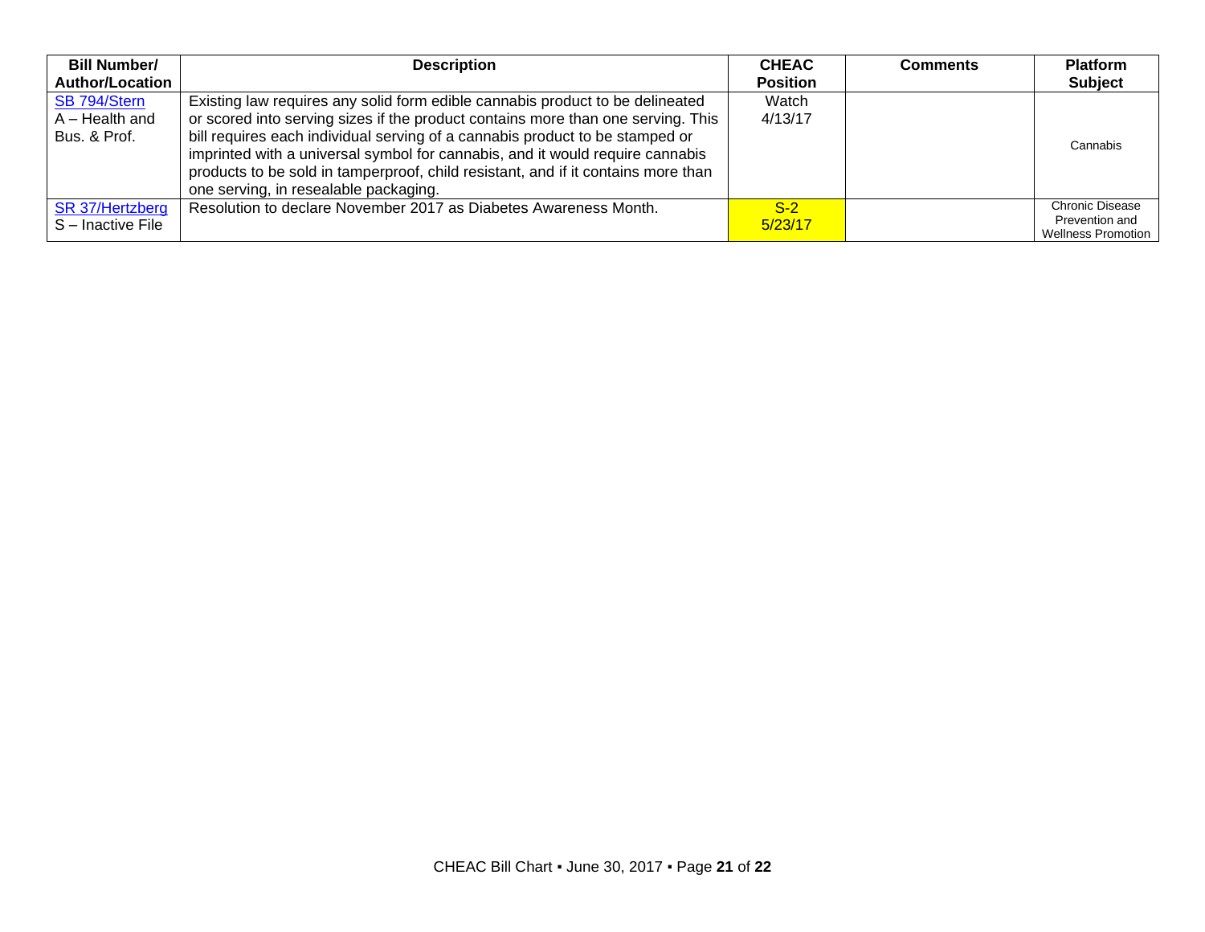| Bill Number/ Author/Location | Description | CHEAC Position | Comments | Platform Subject |
|---|---|---|---|---|
| SB 794/Stern<br>A – Health and Bus. & Prof. | Existing law requires any solid form edible cannabis product to be delineated or scored into serving sizes if the product contains more than one serving. This bill requires each individual serving of a cannabis product to be stamped or imprinted with a universal symbol for cannabis, and it would require cannabis products to be sold in tamperproof, child resistant, and if it contains more than one serving, in resealable packaging. | Watch<br>4/13/17 | | Cannabis |
| SR 37/Hertzberg<br>S – Inactive File | Resolution to declare November 2017 as Diabetes Awareness Month. | S-2<br>5/23/17 | | Chronic Disease Prevention and Wellness Promotion |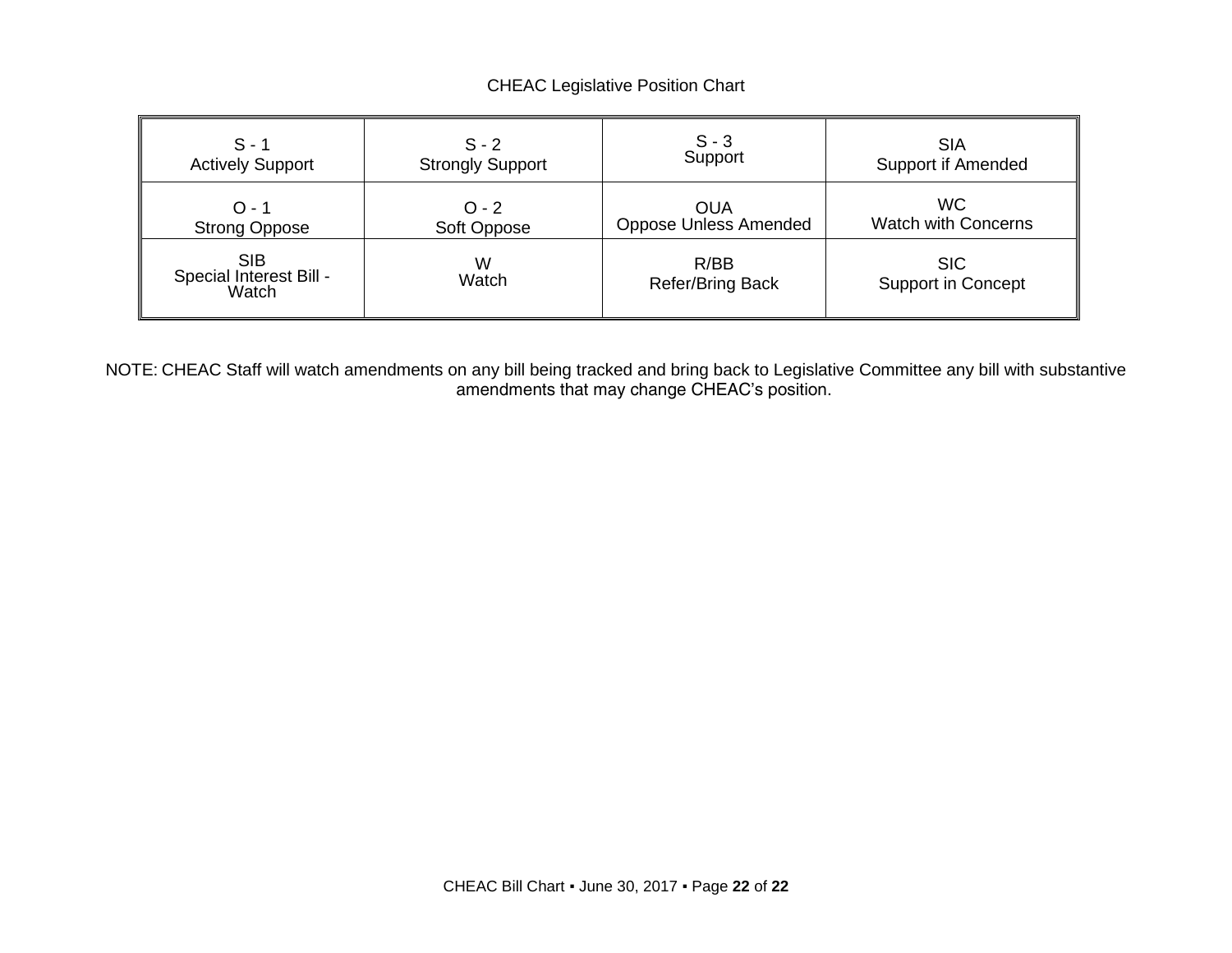CHEAC Legislative Position Chart

| | | | |
|---|---|---|---|
| S - 1<br>Actively Support | S - 2<br>Strongly Support | S - 3<br>Support | SIA<br>Support if Amended |
| O - 1<br>Strong Oppose | O - 2<br>Soft Oppose | OUA<br>Oppose Unless Amended | WC<br>Watch with Concerns |
| SIB<br>Special Interest Bill - Watch | W<br>Watch | R/BB<br>Refer/Bring Back | SIC<br>Support in Concept |

NOTE: CHEAC Staff will watch amendments on any bill being tracked and bring back to Legislative Committee any bill with substantive amendments that may change CHEAC's position.